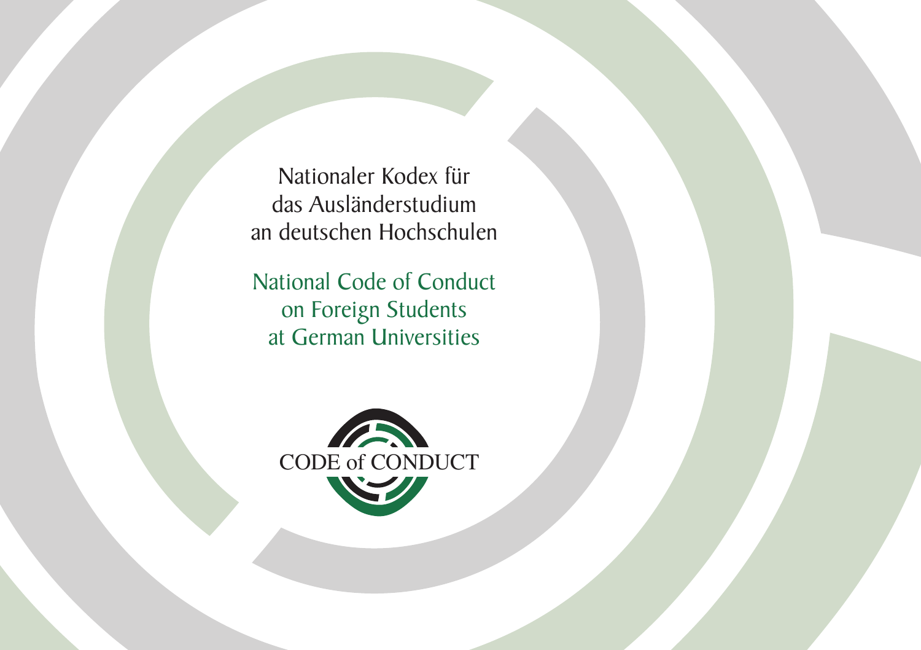# Nationaler Kodex für das Ausländerstudium an deutschen Hochschulen

# National Code of Conduct on Foreign Students at German Universities

CODE of CONDUCT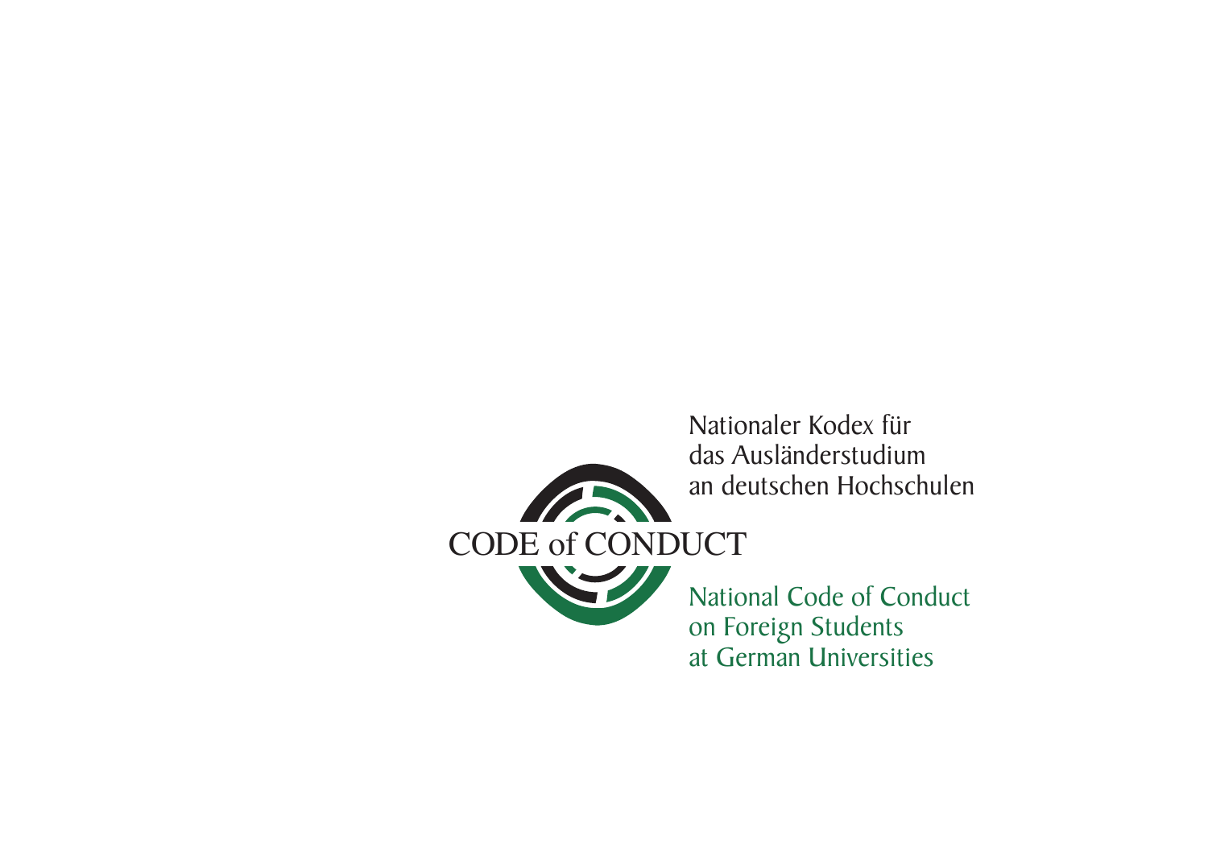Nationaler Kodex für
das Ausländerstudium
an deutschen Hochschulen

CODE of CONDUCT

National Code of Conduct
on Foreign Students
at German Universities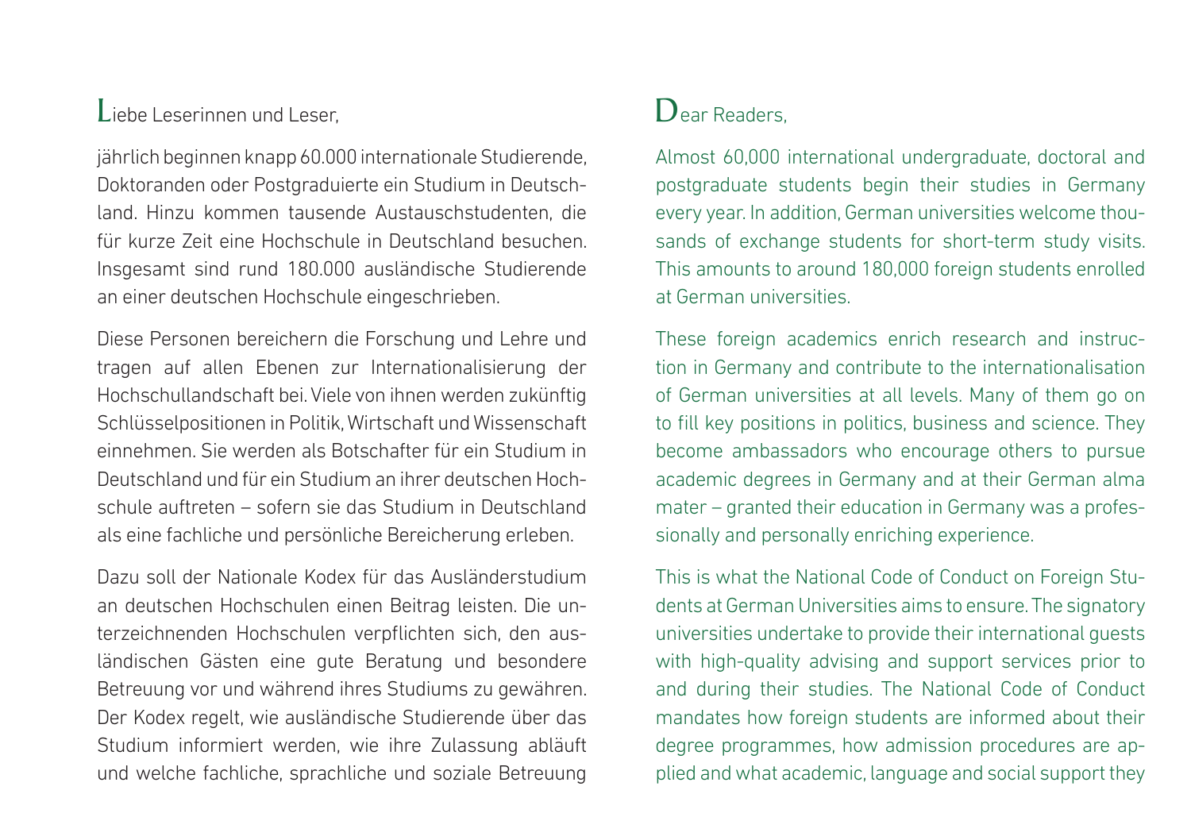Liebe Leserinnen und Leser,

jährlich beginnen knapp 60.000 internationale Studierende, Doktoranden oder Postgraduierte ein Studium in Deutschland. Hinzu kommen tausende Austauschstudenten, die für kurze Zeit eine Hochschule in Deutschland besuchen. Insgesamt sind rund 180.000 ausländische Studierende an einer deutschen Hochschule eingeschrieben.

Diese Personen bereichern die Forschung und Lehre und tragen auf allen Ebenen zur Internationalisierung der Hochschullandschaft bei. Viele von ihnen werden zukünftig Schlüsselpositionen in Politik, Wirtschaft und Wissenschaft einnehmen. Sie werden als Botschafter für ein Studium in Deutschland und für ein Studium an ihrer deutschen Hochschule auftreten – sofern sie das Studium in Deutschland als eine fachliche und persönliche Bereicherung erleben.

Dazu soll der Nationale Kodex für das Ausländerstudium an deutschen Hochschulen einen Beitrag leisten. Die unterzeichnenden Hochschulen verpflichten sich, den ausländischen Gästen eine gute Beratung und besondere Betreuung vor und während ihres Studiums zu gewähren. Der Kodex regelt, wie ausländische Studierende über das Studium informiert werden, wie ihre Zulassung abläuft und welche fachliche, sprachliche und soziale Betreuung

Dear Readers,

Almost 60,000 international undergraduate, doctoral and postgraduate students begin their studies in Germany every year. In addition, German universities welcome thousands of exchange students for short-term study visits. This amounts to around 180,000 foreign students enrolled at German universities.

These foreign academics enrich research and instruction in Germany and contribute to the internationalisation of German universities at all levels. Many of them go on to fill key positions in politics, business and science. They become ambassadors who encourage others to pursue academic degrees in Germany and at their German alma mater – granted their education in Germany was a professionally and personally enriching experience.

This is what the National Code of Conduct on Foreign Students at German Universities aims to ensure. The signatory universities undertake to provide their international guests with high-quality advising and support services prior to and during their studies. The National Code of Conduct mandates how foreign students are informed about their degree programmes, how admission procedures are applied and what academic, language and social support they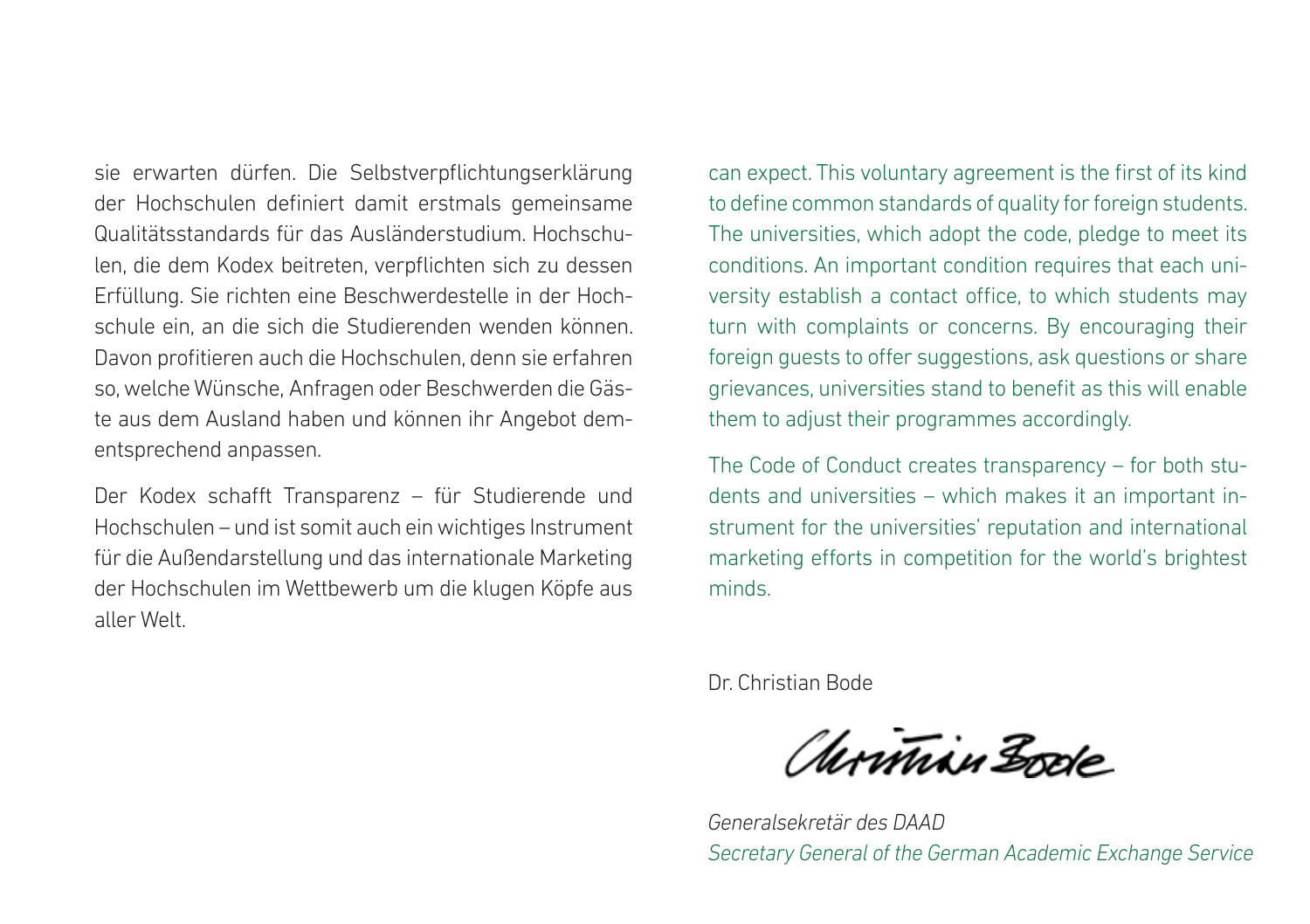sie erwarten dürfen. Die Selbstverpflichtungserklärung der Hochschulen definiert damit erstmals gemeinsame Qualitätsstandards für das Ausländerstudium. Hochschulen, die dem Kodex beitreten, verpflichten sich zu dessen Erfüllung. Sie richten eine Beschwerdestelle in der Hochschule ein, an die sich die Studierenden wenden können. Davon profitieren auch die Hochschulen, denn sie erfahren so, welche Wünsche, Anfragen oder Beschwerden die Gäste aus dem Ausland haben und können ihr Angebot dementsprechend anpassen.

Der Kodex schafft Transparenz – für Studierende und Hochschulen – und ist somit auch ein wichtiges Instrument für die Außendarstellung und das internationale Marketing der Hochschulen im Wettbewerb um die klugen Köpfe aus aller Welt.

can expect. This voluntary agreement is the first of its kind to define common standards of quality for foreign students. The universities, which adopt the code, pledge to meet its conditions. An important condition requires that each university establish a contact office, to which students may turn with complaints or concerns. By encouraging their foreign guests to offer suggestions, ask questions or share grievances, universities stand to benefit as this will enable them to adjust their programmes accordingly.

The Code of Conduct creates transparency – for both students and universities – which makes it an important instrument for the universities' reputation and international marketing efforts in competition for the world's brightest minds.

Dr. Christian Bode

*Generalsekretär des DAAD*
*Secretary General of the German Academic Exchange Service*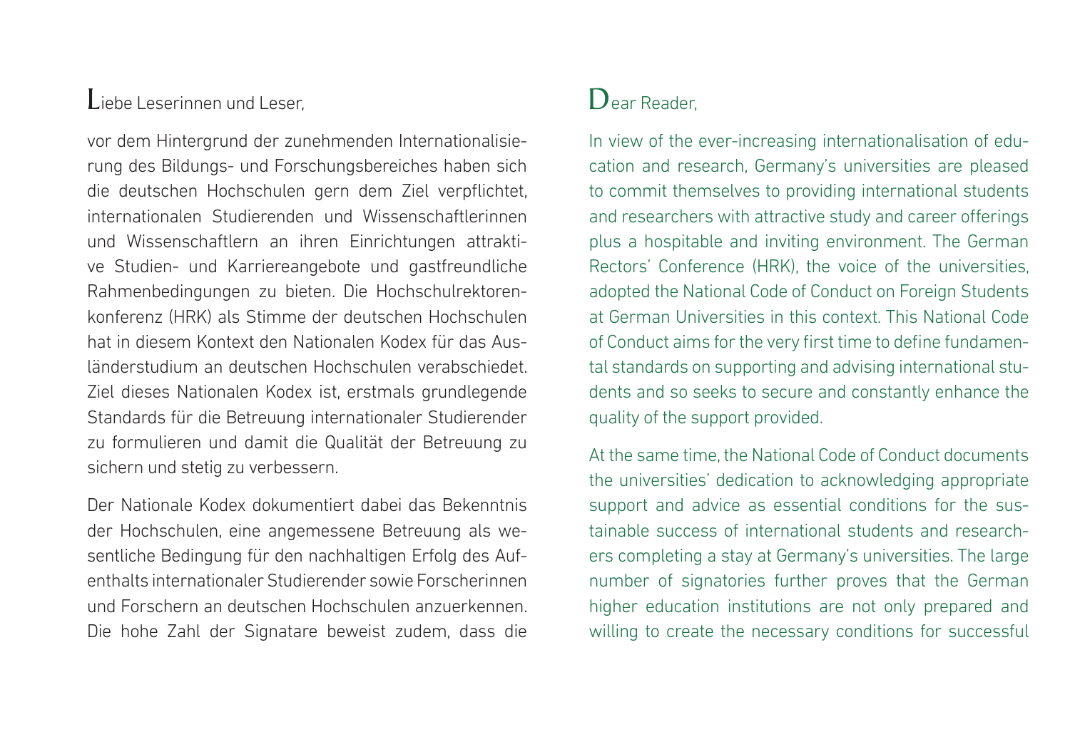Liebe Leserinnen und Leser,

vor dem Hintergrund der zunehmenden Internationalisierung des Bildungs- und Forschungsbereiches haben sich die deutschen Hochschulen gern dem Ziel verpflichtet, internationalen Studierenden und Wissenschaftlerinnen und Wissenschaftlern an ihren Einrichtungen attraktive Studien- und Karriereangebote und gastfreundliche Rahmenbedingungen zu bieten. Die Hochschulrektorenkonferenz (HRK) als Stimme der deutschen Hochschulen hat in diesem Kontext den Nationalen Kodex für das Ausländerstudium an deutschen Hochschulen verabschiedet. Ziel dieses Nationalen Kodex ist, erstmals grundlegende Standards für die Betreuung internationaler Studierender zu formulieren und damit die Qualität der Betreuung zu sichern und stetig zu verbessern.

Der Nationale Kodex dokumentiert dabei das Bekenntnis der Hochschulen, eine angemessene Betreuung als wesentliche Bedingung für den nachhaltigen Erfolg des Aufenthalts internationaler Studierender sowie Forscherinnen und Forschern an deutschen Hochschulen anzuerkennen. Die hohe Zahl der Signatare beweist zudem, dass die

Dear Reader,

In view of the ever-increasing internationalisation of education and research, Germany's universities are pleased to commit themselves to providing international students and researchers with attractive study and career offerings plus a hospitable and inviting environment. The German Rectors' Conference (HRK), the voice of the universities, adopted the National Code of Conduct on Foreign Students at German Universities in this context. This National Code of Conduct aims for the very first time to define fundamental standards on supporting and advising international students and so seeks to secure and constantly enhance the quality of the support provided.

At the same time, the National Code of Conduct documents the universities' dedication to acknowledging appropriate support and advice as essential conditions for the sustainable success of international students and researchers completing a stay at Germany's universities. The large number of signatories further proves that the German higher education institutions are not only prepared and willing to create the necessary conditions for successful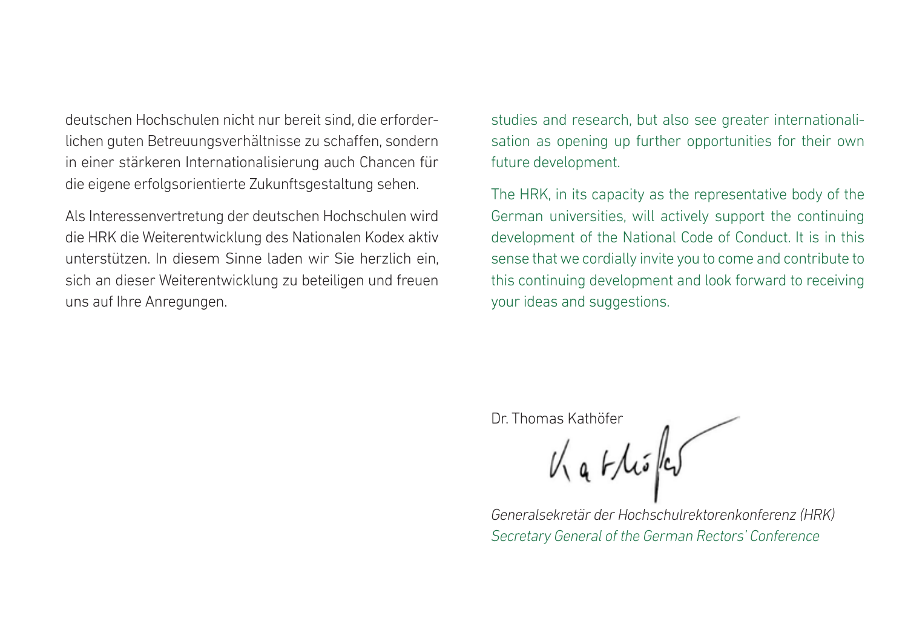deutschen Hochschulen nicht nur bereit sind, die erforderlichen guten Betreuungsverhältnisse zu schaffen, sondern in einer stärkeren Internationalisierung auch Chancen für die eigene erfolgsorientierte Zukunftsgestaltung sehen.

Als Interessenvertretung der deutschen Hochschulen wird die HRK die Weiterentwicklung des Nationalen Kodex aktiv unterstützen. In diesem Sinne laden wir Sie herzlich ein, sich an dieser Weiterentwicklung zu beteiligen und freuen uns auf Ihre Anregungen.

studies and research, but also see greater internationalisation as opening up further opportunities for their own future development.

The HRK, in its capacity as the representative body of the German universities, will actively support the continuing development of the National Code of Conduct. It is in this sense that we cordially invite you to come and contribute to this continuing development and look forward to receiving your ideas and suggestions.

Dr. Thomas Kathöfer

*Generalsekretär der Hochschulrektorenkonferenz (HRK)*
*Secretary General of the German Rectors' Conference*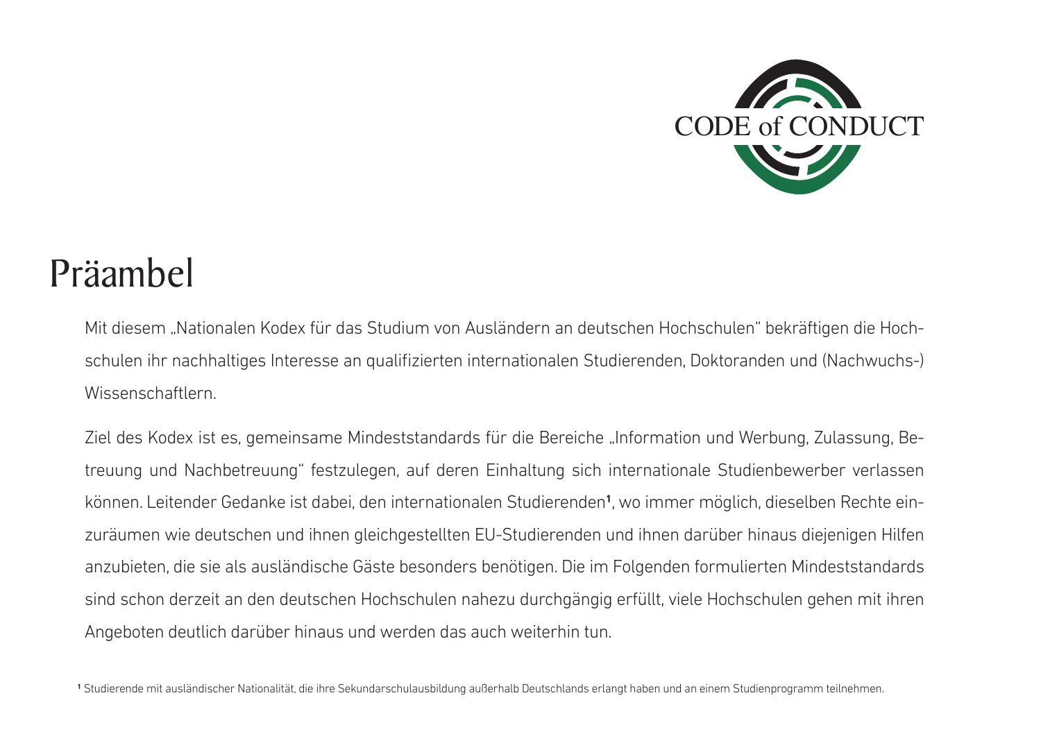# Präambel

Mit diesem „Nationalen Kodex für das Studium von Ausländern an deutschen Hochschulen“ bekräftigen die Hochschulen ihr nachhaltiges Interesse an qualifizierten internationalen Studierenden, Doktoranden und (Nachwuchs-) Wissenschaftlern.

Ziel des Kodex ist es, gemeinsame Mindeststandards für die Bereiche „Information und Werbung, Zulassung, Betreuung und Nachbetreuung“ festzulegen, auf deren Einhaltung sich internationale Studienbewerber verlassen können. Leitender Gedanke ist dabei, den internationalen Studierenden[1], wo immer möglich, dieselben Rechte einzuräumen wie deutschen und ihnen gleichgestellten EU-Studierenden und ihnen darüber hinaus diejenigen Hilfen anzubieten, die sie als ausländische Gäste besonders benötigen. Die im Folgenden formulierten Mindeststandards sind schon derzeit an den deutschen Hochschulen nahezu durchgängig erfüllt, viele Hochschulen gehen mit ihren Angeboten deutlich darüber hinaus und werden das auch weiterhin tun.

[1] Studierende mit ausländischer Nationalität, die ihre Sekundarschulausbildung außerhalb Deutschlands erlangt haben und an einem Studienprogramm teilnehmen.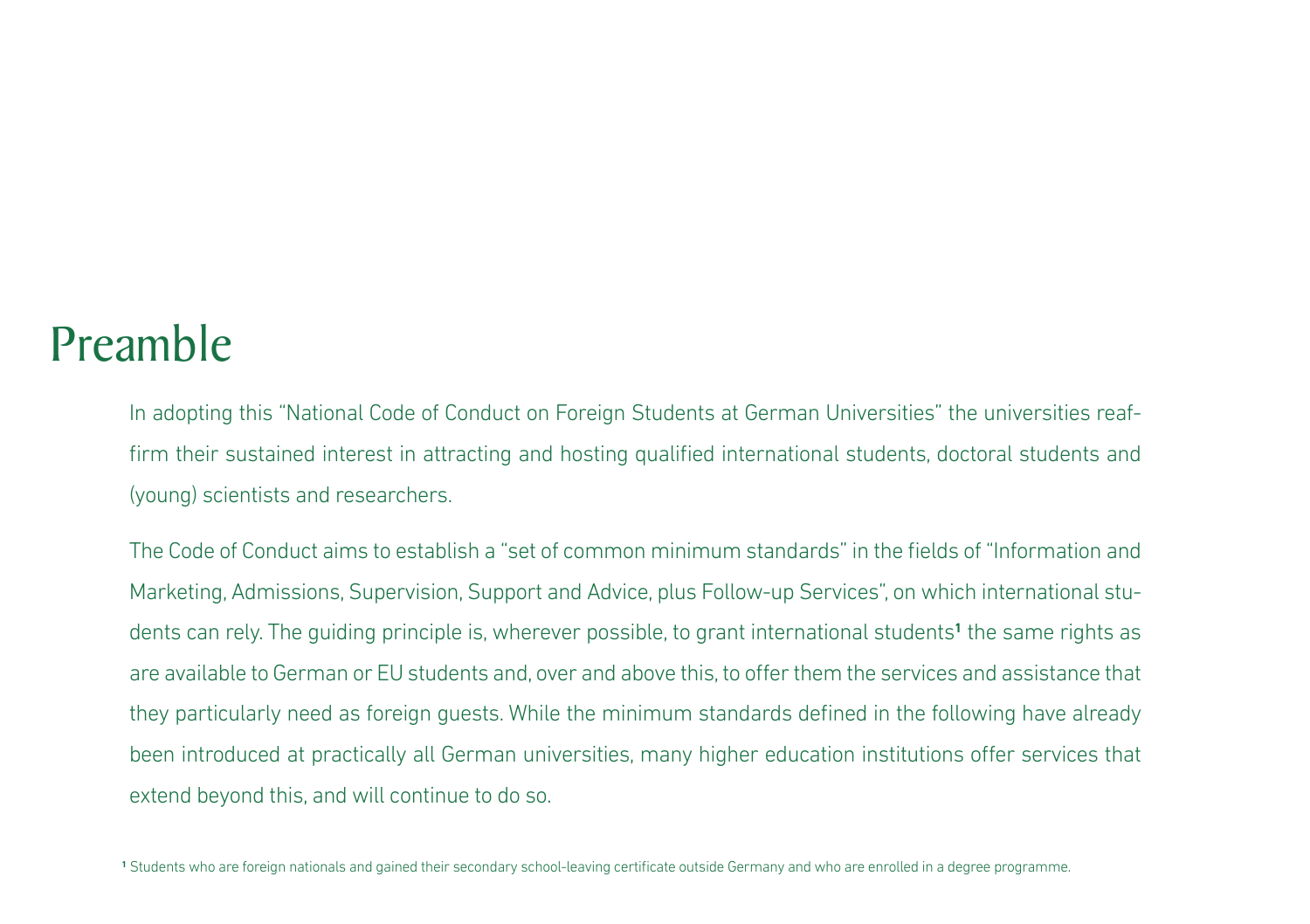# Preamble

In adopting this "National Code of Conduct on Foreign Students at German Universities" the universities reaffirm their sustained interest in attracting and hosting qualified international students, doctoral students and (young) scientists and researchers.

The Code of Conduct aims to establish a "set of common minimum standards" in the fields of "Information and Marketing, Admissions, Supervision, Support and Advice, plus Follow-up Services", on which international students can rely. The guiding principle is, wherever possible, to grant international students[1] the same rights as are available to German or EU students and, over and above this, to offer them the services and assistance that they particularly need as foreign guests. While the minimum standards defined in the following have already been introduced at practically all German universities, many higher education institutions offer services that extend beyond this, and will continue to do so.

[1] Students who are foreign nationals and gained their secondary school-leaving certificate outside Germany and who are enrolled in a degree programme.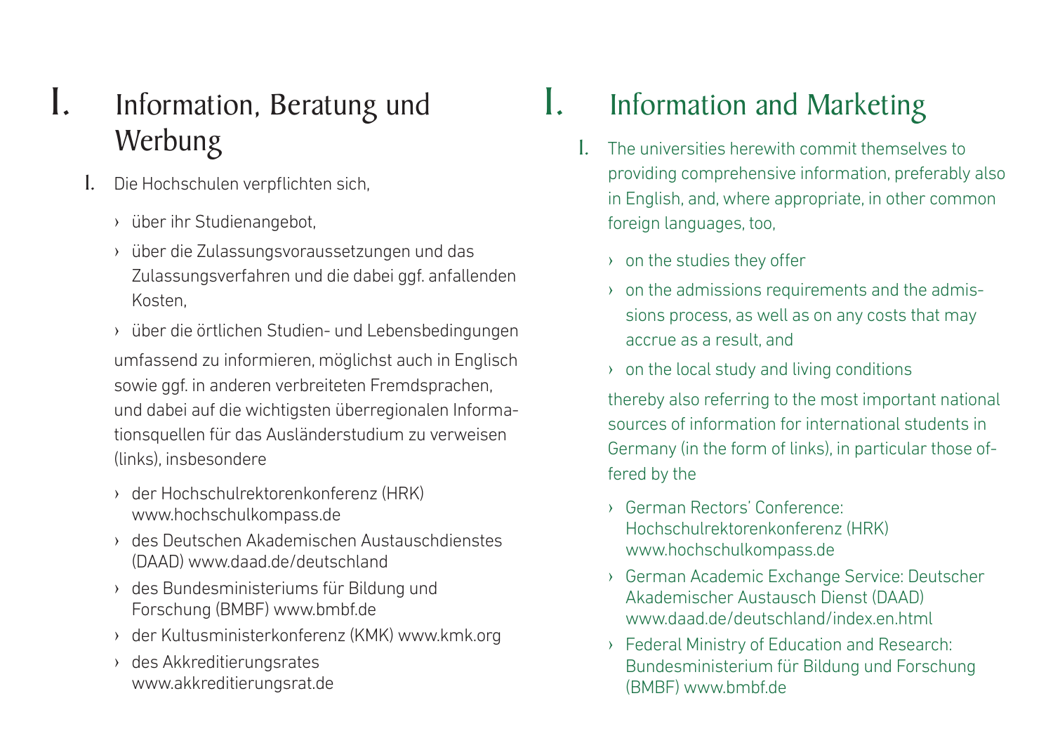# I. Information, Beratung und Werbung

1. Die Hochschulen verpflichten sich,

   › über ihr Studienangebot,

   › über die Zulassungsvoraussetzungen und das Zulassungsverfahren und die dabei ggf. anfallenden Kosten,

   › über die örtlichen Studien- und Lebensbedingungen

   umfassend zu informieren, möglichst auch in Englisch sowie ggf. in anderen verbreiteten Fremdsprachen, und dabei auf die wichtigsten überregionalen Informationsquellen für das Ausländerstudium zu verweisen (links), insbesondere

   › der Hochschulrektorenkonferenz (HRK) www.hochschulkompass.de

   › des Deutschen Akademischen Austauschdienstes (DAAD) www.daad.de/deutschland

   › des Bundesministeriums für Bildung und Forschung (BMBF) www.bmbf.de

   › der Kultusministerkonferenz (KMK) www.kmk.org

   › des Akkreditierungsrates www.akkreditierungsrat.de

# I. Information and Marketing

1. The universities herewith commit themselves to providing comprehensive information, preferably also in English, and, where appropriate, in other common foreign languages, too,

   › on the studies they offer

   › on the admissions requirements and the admissions process, as well as on any costs that may accrue as a result, and

   › on the local study and living conditions

   thereby also referring to the most important national sources of information for international students in Germany (in the form of links), in particular those offered by the

   › German Rectors' Conference: Hochschulrektorenkonferenz (HRK) www.hochschulkompass.de

   › German Academic Exchange Service: Deutscher Akademischer Austausch Dienst (DAAD) www.daad.de/deutschland/index.en.html

   › Federal Ministry of Education and Research: Bundesministerium für Bildung und Forschung (BMBF) www.bmbf.de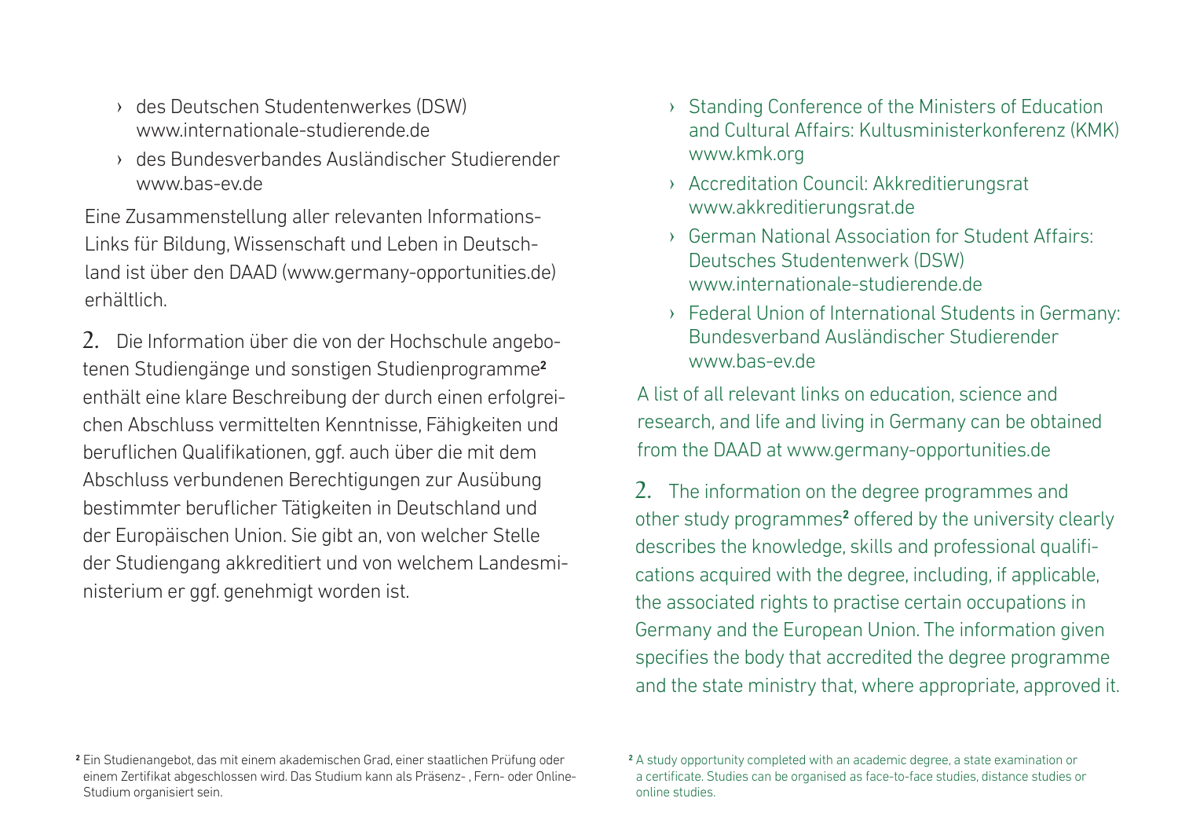- des Deutschen Studentenwerkes (DSW) www.internationale-studierende.de
- des Bundesverbandes Ausländischer Studierender www.bas-ev.de

Eine Zusammenstellung aller relevanten Informations-Links für Bildung, Wissenschaft und Leben in Deutschland ist über den DAAD (www.germany-opportunities.de) erhältlich.

2. Die Information über die von der Hochschule angebotenen Studiengänge und sonstigen Studienprogramme[2] enthält eine klare Beschreibung der durch einen erfolgreichen Abschluss vermittelten Kenntnisse, Fähigkeiten und beruflichen Qualifikationen, ggf. auch über die mit dem Abschluss verbundenen Berechtigungen zur Ausübung bestimmter beruflicher Tätigkeiten in Deutschland und der Europäischen Union. Sie gibt an, von welcher Stelle der Studiengang akkreditiert und von welchem Landesministerium er ggf. genehmigt worden ist.

[2] Ein Studienangebot, das mit einem akademischen Grad, einer staatlichen Prüfung oder einem Zertifikat abgeschlossen wird. Das Studium kann als Präsenz- , Fern- oder Online-Studium organisiert sein.

- Standing Conference of the Ministers of Education and Cultural Affairs: Kultusministerkonferenz (KMK) www.kmk.org
- Accreditation Council: Akkreditierungsrat www.akkreditierungsrat.de
- German National Association for Student Affairs: Deutsches Studentenwerk (DSW) www.internationale-studierende.de
- Federal Union of International Students in Germany: Bundesverband Ausländischer Studierender www.bas-ev.de

A list of all relevant links on education, science and research, and life and living in Germany can be obtained from the DAAD at www.germany-opportunities.de

2. The information on the degree programmes and other study programmes[2] offered by the university clearly describes the knowledge, skills and professional qualifications acquired with the degree, including, if applicable, the associated rights to practise certain occupations in Germany and the European Union. The information given specifies the body that accredited the degree programme and the state ministry that, where appropriate, approved it.

[2] A study opportunity completed with an academic degree, a state examination or a certificate. Studies can be organised as face-to-face studies, distance studies or online studies.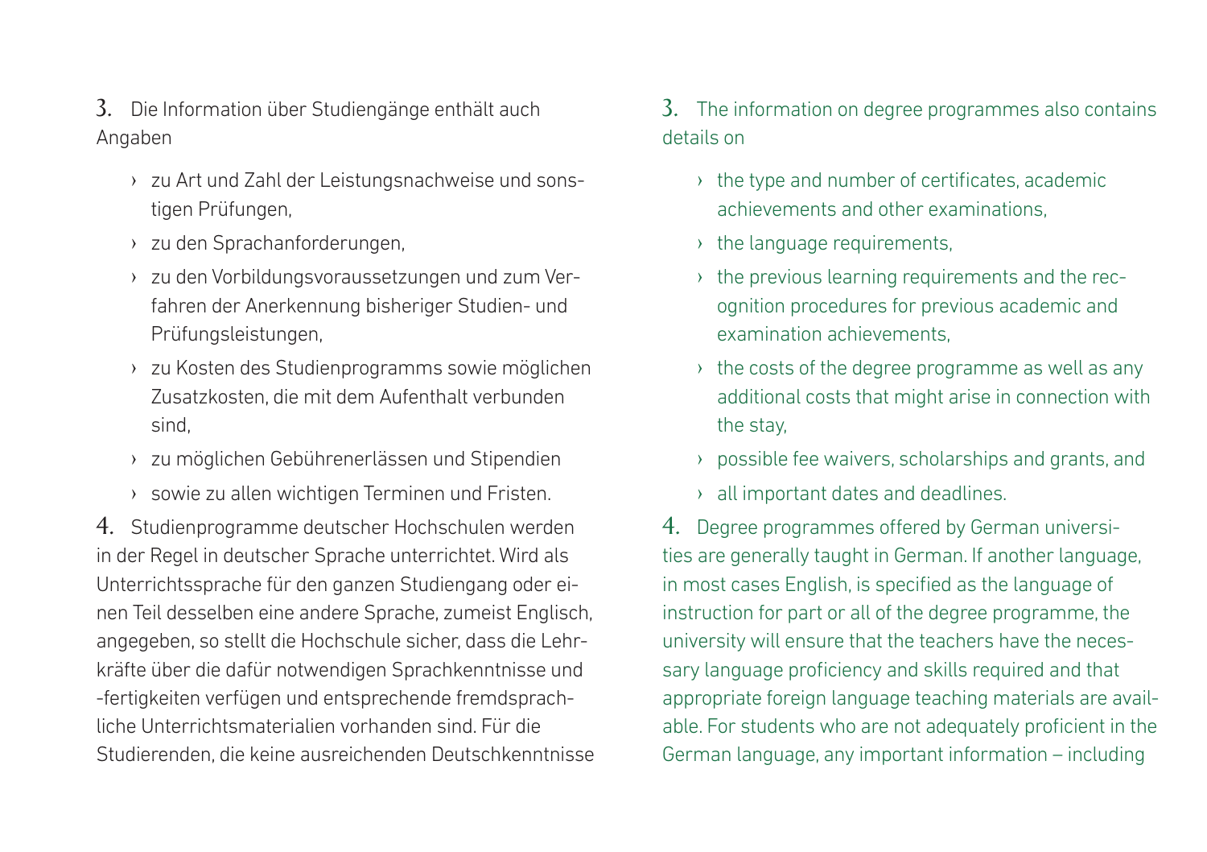3. Die Information über Studiengänge enthält auch Angaben

- zu Art und Zahl der Leistungsnachweise und sonstigen Prüfungen,
- zu den Sprachanforderungen,
- zu den Vorbildungsvoraussetzungen und zum Verfahren der Anerkennung bisheriger Studien- und Prüfungsleistungen,
- zu Kosten des Studienprogramms sowie möglichen Zusatzkosten, die mit dem Aufenthalt verbunden sind,
- zu möglichen Gebührenerlässen und Stipendien
- sowie zu allen wichtigen Terminen und Fristen.

4. Studienprogramme deutscher Hochschulen werden in der Regel in deutscher Sprache unterrichtet. Wird als Unterrichtssprache für den ganzen Studiengang oder einen Teil desselben eine andere Sprache, zumeist Englisch, angegeben, so stellt die Hochschule sicher, dass die Lehrkräfte über die dafür notwendigen Sprachkenntnisse und -fertigkeiten verfügen und entsprechende fremdsprachliche Unterrichtsmaterialien vorhanden sind. Für die Studierenden, die keine ausreichenden Deutschkenntnisse

3. The information on degree programmes also contains details on

- the type and number of certificates, academic achievements and other examinations,
- the language requirements,
- the previous learning requirements and the recognition procedures for previous academic and examination achievements,
- the costs of the degree programme as well as any additional costs that might arise in connection with the stay,
- possible fee waivers, scholarships and grants, and
- all important dates and deadlines.

4. Degree programmes offered by German universities are generally taught in German. If another language, in most cases English, is specified as the language of instruction for part or all of the degree programme, the university will ensure that the teachers have the necessary language proficiency and skills required and that appropriate foreign language teaching materials are available. For students who are not adequately proficient in the German language, any important information – including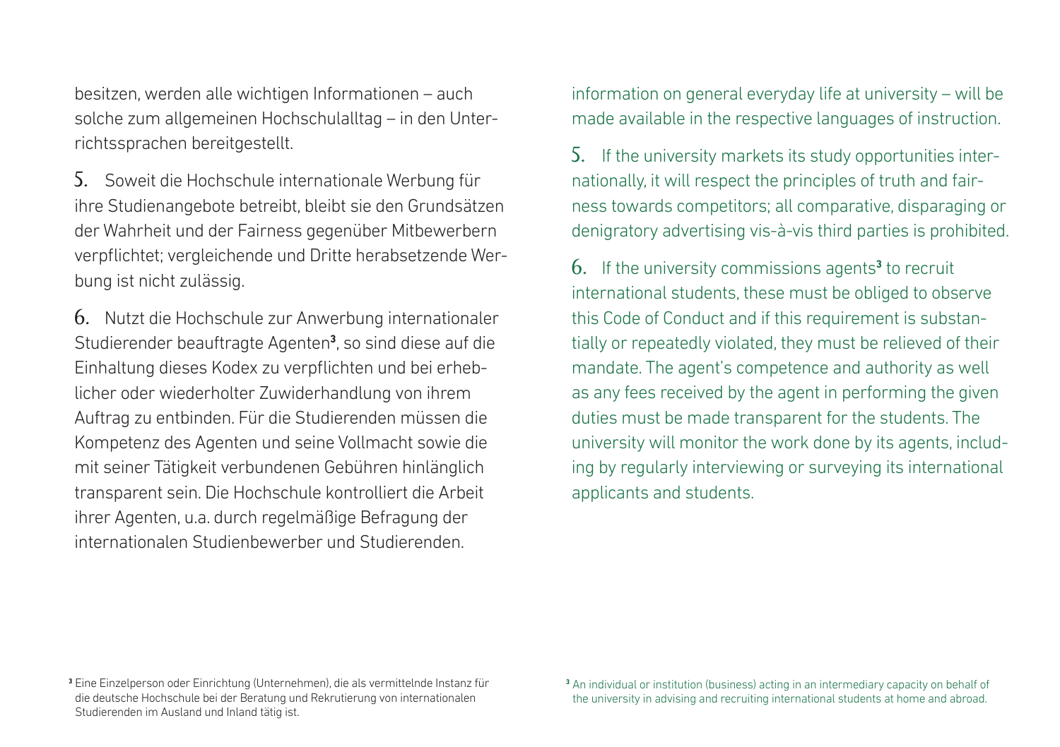besitzen, werden alle wichtigen Informationen – auch solche zum allgemeinen Hochschulalltag – in den Unterrichtssprachen bereitgestellt.

5. Soweit die Hochschule internationale Werbung für ihre Studienangebote betreibt, bleibt sie den Grundsätzen der Wahrheit und der Fairness gegenüber Mitbewerbern verpflichtet; vergleichende und Dritte herabsetzende Werbung ist nicht zulässig.

6. Nutzt die Hochschule zur Anwerbung internationaler Studierender beauftragte Agenten[3], so sind diese auf die Einhaltung dieses Kodex zu verpflichten und bei erheblicher oder wiederholter Zuwiderhandlung von ihrem Auftrag zu entbinden. Für die Studierenden müssen die Kompetenz des Agenten und seine Vollmacht sowie die mit seiner Tätigkeit verbundenen Gebühren hinlänglich transparent sein. Die Hochschule kontrolliert die Arbeit ihrer Agenten, u.a. durch regelmäßige Befragung der internationalen Studienbewerber und Studierenden.

[3] Eine Einzelperson oder Einrichtung (Unternehmen), die als vermittelnde Instanz für die deutsche Hochschule bei der Beratung und Rekrutierung von internationalen Studierenden im Ausland und Inland tätig ist.

information on general everyday life at university – will be made available in the respective languages of instruction.

5. If the university markets its study opportunities internationally, it will respect the principles of truth and fairness towards competitors; all comparative, disparaging or denigratory advertising vis-à-vis third parties is prohibited.

6. If the university commissions agents[3] to recruit international students, these must be obliged to observe this Code of Conduct and if this requirement is substantially or repeatedly violated, they must be relieved of their mandate. The agent's competence and authority as well as any fees received by the agent in performing the given duties must be made transparent for the students. The university will monitor the work done by its agents, including by regularly interviewing or surveying its international applicants and students.

[3] An individual or institution (business) acting in an intermediary capacity on behalf of the university in advising and recruiting international students at home and abroad.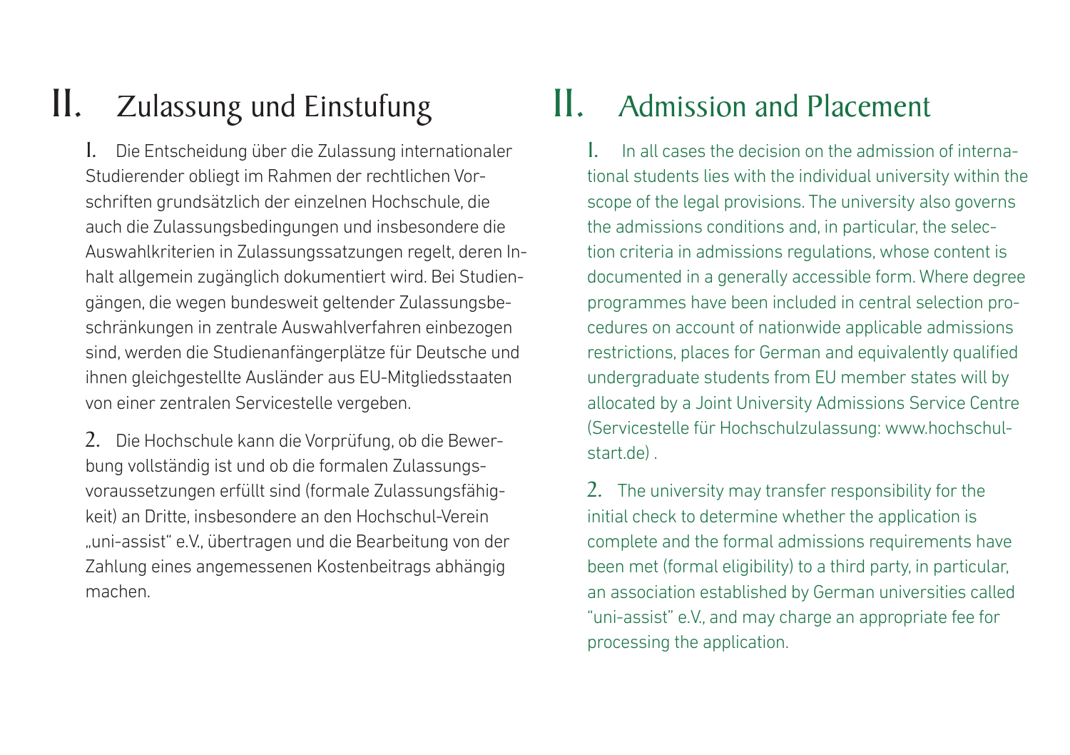# II. Zulassung und Einstufung

1. Die Entscheidung über die Zulassung internationaler Studierender obliegt im Rahmen der rechtlichen Vorschriften grundsätzlich der einzelnen Hochschule, die auch die Zulassungsbedingungen und insbesondere die Auswahlkriterien in Zulassungssatzungen regelt, deren Inhalt allgemein zugänglich dokumentiert wird. Bei Studiengängen, die wegen bundesweit geltender Zulassungsbeschränkungen in zentrale Auswahlverfahren einbezogen sind, werden die Studienanfängerplätze für Deutsche und ihnen gleichgestellte Ausländer aus EU-Mitgliedsstaaten von einer zentralen Servicestelle vergeben.

2. Die Hochschule kann die Vorprüfung, ob die Bewerbung vollständig ist und ob die formalen Zulassungsvoraussetzungen erfüllt sind (formale Zulassungsfähigkeit) an Dritte, insbesondere an den Hochschul-Verein „uni-assist" e.V., übertragen und die Bearbeitung von der Zahlung eines angemessenen Kostenbeitrags abhängig machen.

# II. Admission and Placement

1. In all cases the decision on the admission of international students lies with the individual university within the scope of the legal provisions. The university also governs the admissions conditions and, in particular, the selection criteria in admissions regulations, whose content is documented in a generally accessible form. Where degree programmes have been included in central selection procedures on account of nationwide applicable admissions restrictions, places for German and equivalently qualified undergraduate students from EU member states will by allocated by a Joint University Admissions Service Centre (Servicestelle für Hochschulzulassung: www.hochschulstart.de) .

2. The university may transfer responsibility for the initial check to determine whether the application is complete and the formal admissions requirements have been met (formal eligibility) to a third party, in particular, an association established by German universities called "uni-assist" e.V., and may charge an appropriate fee for processing the application.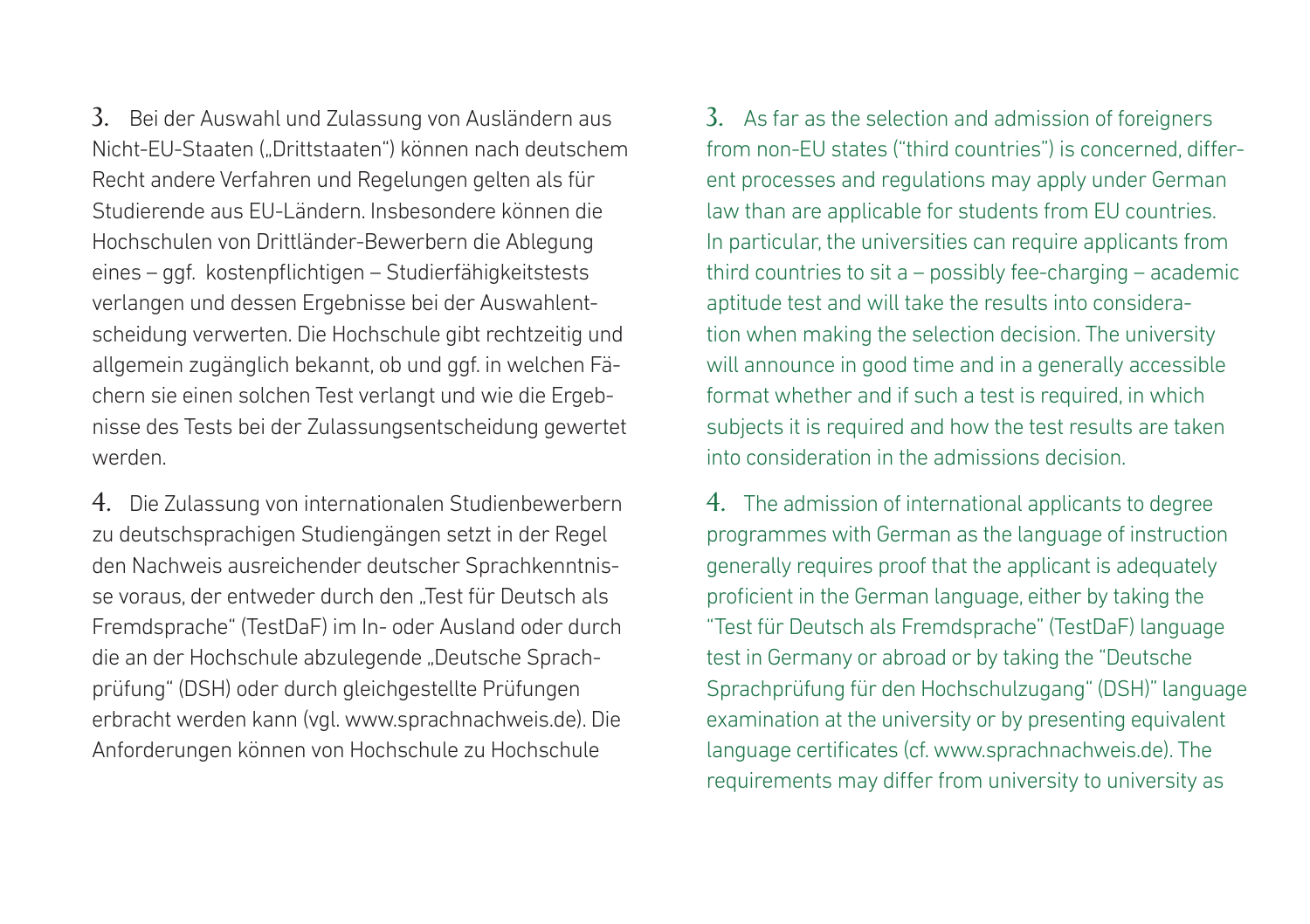3. Bei der Auswahl und Zulassung von Ausländern aus Nicht-EU-Staaten („Drittstaaten") können nach deutschem Recht andere Verfahren und Regelungen gelten als für Studierende aus EU-Ländern. Insbesondere können die Hochschulen von Drittländer-Bewerbern die Ablegung eines – ggf. kostenpflichtigen – Studierfähigkeitstests verlangen und dessen Ergebnisse bei der Auswahlentscheidung verwerten. Die Hochschule gibt rechtzeitig und allgemein zugänglich bekannt, ob und ggf. in welchen Fächern sie einen solchen Test verlangt und wie die Ergebnisse des Tests bei der Zulassungsentscheidung gewertet werden.

4. Die Zulassung von internationalen Studienbewerbern zu deutschsprachigen Studiengängen setzt in der Regel den Nachweis ausreichender deutscher Sprachkenntnisse voraus, der entweder durch den „Test für Deutsch als Fremdsprache" (TestDaF) im In- oder Ausland oder durch die an der Hochschule abzulegende „Deutsche Sprachprüfung" (DSH) oder durch gleichgestellte Prüfungen erbracht werden kann (vgl. www.sprachnachweis.de). Die Anforderungen können von Hochschule zu Hochschule

3. As far as the selection and admission of foreigners from non-EU states ("third countries") is concerned, different processes and regulations may apply under German law than are applicable for students from EU countries. In particular, the universities can require applicants from third countries to sit a – possibly fee-charging – academic aptitude test and will take the results into consideration when making the selection decision. The university will announce in good time and in a generally accessible format whether and if such a test is required, in which subjects it is required and how the test results are taken into consideration in the admissions decision.

4. The admission of international applicants to degree programmes with German as the language of instruction generally requires proof that the applicant is adequately proficient in the German language, either by taking the "Test für Deutsch als Fremdsprache" (TestDaF) language test in Germany or abroad or by taking the "Deutsche Sprachprüfung für den Hochschulzugang" (DSH)" language examination at the university or by presenting equivalent language certificates (cf. www.sprachnachweis.de). The requirements may differ from university to university as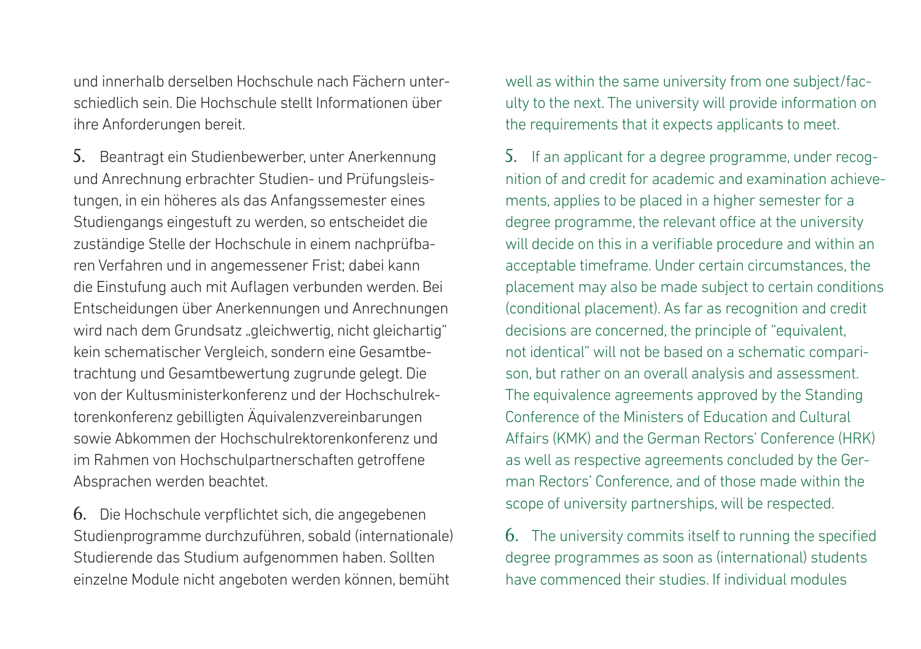und innerhalb derselben Hochschule nach Fächern unterschiedlich sein. Die Hochschule stellt Informationen über ihre Anforderungen bereit.

5. Beantragt ein Studienbewerber, unter Anerkennung und Anrechnung erbrachter Studien- und Prüfungsleistungen, in ein höheres als das Anfangssemester eines Studiengangs eingestuft zu werden, so entscheidet die zuständige Stelle der Hochschule in einem nachprüfbaren Verfahren und in angemessener Frist; dabei kann die Einstufung auch mit Auflagen verbunden werden. Bei Entscheidungen über Anerkennungen und Anrechnungen wird nach dem Grundsatz „gleichwertig, nicht gleichartig" kein schematischer Vergleich, sondern eine Gesamtbetrachtung und Gesamtbewertung zugrunde gelegt. Die von der Kultusministerkonferenz und der Hochschulrektorenkonferenz gebilligten Äquivalenzvereinbarungen sowie Abkommen der Hochschulrektorenkonferenz und im Rahmen von Hochschulpartnerschaften getroffene Absprachen werden beachtet.

6. Die Hochschule verpflichtet sich, die angegebenen Studienprogramme durchzuführen, sobald (internationale) Studierende das Studium aufgenommen haben. Sollten einzelne Module nicht angeboten werden können, bemüht

well as within the same university from one subject/faculty to the next. The university will provide information on the requirements that it expects applicants to meet.

5. If an applicant for a degree programme, under recognition of and credit for academic and examination achievements, applies to be placed in a higher semester for a degree programme, the relevant office at the university will decide on this in a verifiable procedure and within an acceptable timeframe. Under certain circumstances, the placement may also be made subject to certain conditions (conditional placement). As far as recognition and credit decisions are concerned, the principle of "equivalent, not identical" will not be based on a schematic comparison, but rather on an overall analysis and assessment. The equivalence agreements approved by the Standing Conference of the Ministers of Education and Cultural Affairs (KMK) and the German Rectors' Conference (HRK) as well as respective agreements concluded by the German Rectors' Conference, and of those made within the scope of university partnerships, will be respected.

6. The university commits itself to running the specified degree programmes as soon as (international) students have commenced their studies. If individual modules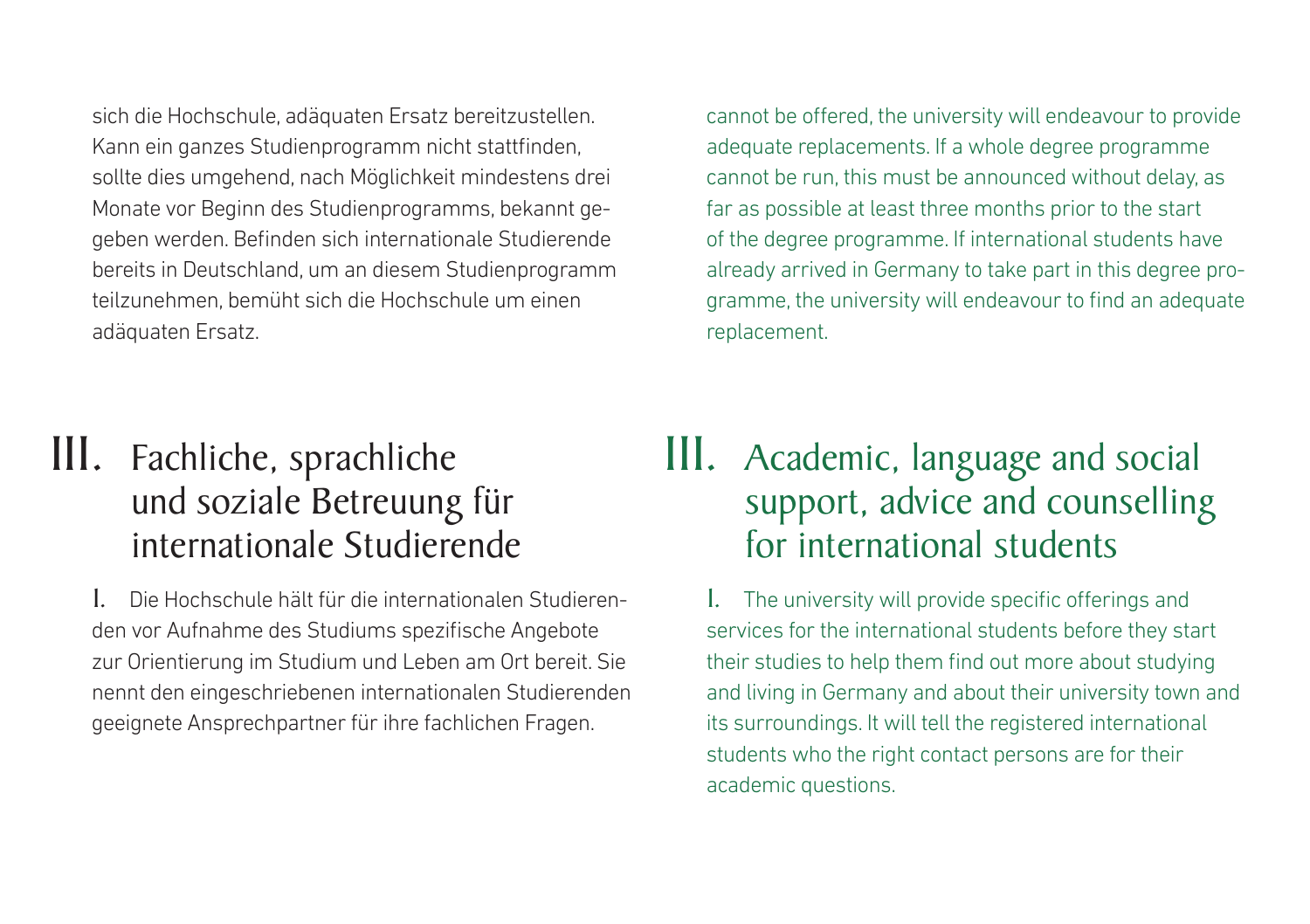sich die Hochschule, adäquaten Ersatz bereitzustellen. Kann ein ganzes Studienprogramm nicht stattfinden, sollte dies umgehend, nach Möglichkeit mindestens drei Monate vor Beginn des Studienprogramms, bekannt gegeben werden. Befinden sich internationale Studierende bereits in Deutschland, um an diesem Studienprogramm teilzunehmen, bemüht sich die Hochschule um einen adäquaten Ersatz.

## III. Fachliche, sprachliche und soziale Betreuung für internationale Studierende

1. Die Hochschule hält für die internationalen Studierenden vor Aufnahme des Studiums spezifische Angebote zur Orientierung im Studium und Leben am Ort bereit. Sie nennt den eingeschriebenen internationalen Studierenden geeignete Ansprechpartner für ihre fachlichen Fragen.

cannot be offered, the university will endeavour to provide adequate replacements. If a whole degree programme cannot be run, this must be announced without delay, as far as possible at least three months prior to the start of the degree programme. If international students have already arrived in Germany to take part in this degree programme, the university will endeavour to find an adequate replacement.

## III. Academic, language and social support, advice and counselling for international students

1. The university will provide specific offerings and services for the international students before they start their studies to help them find out more about studying and living in Germany and about their university town and its surroundings. It will tell the registered international students who the right contact persons are for their academic questions.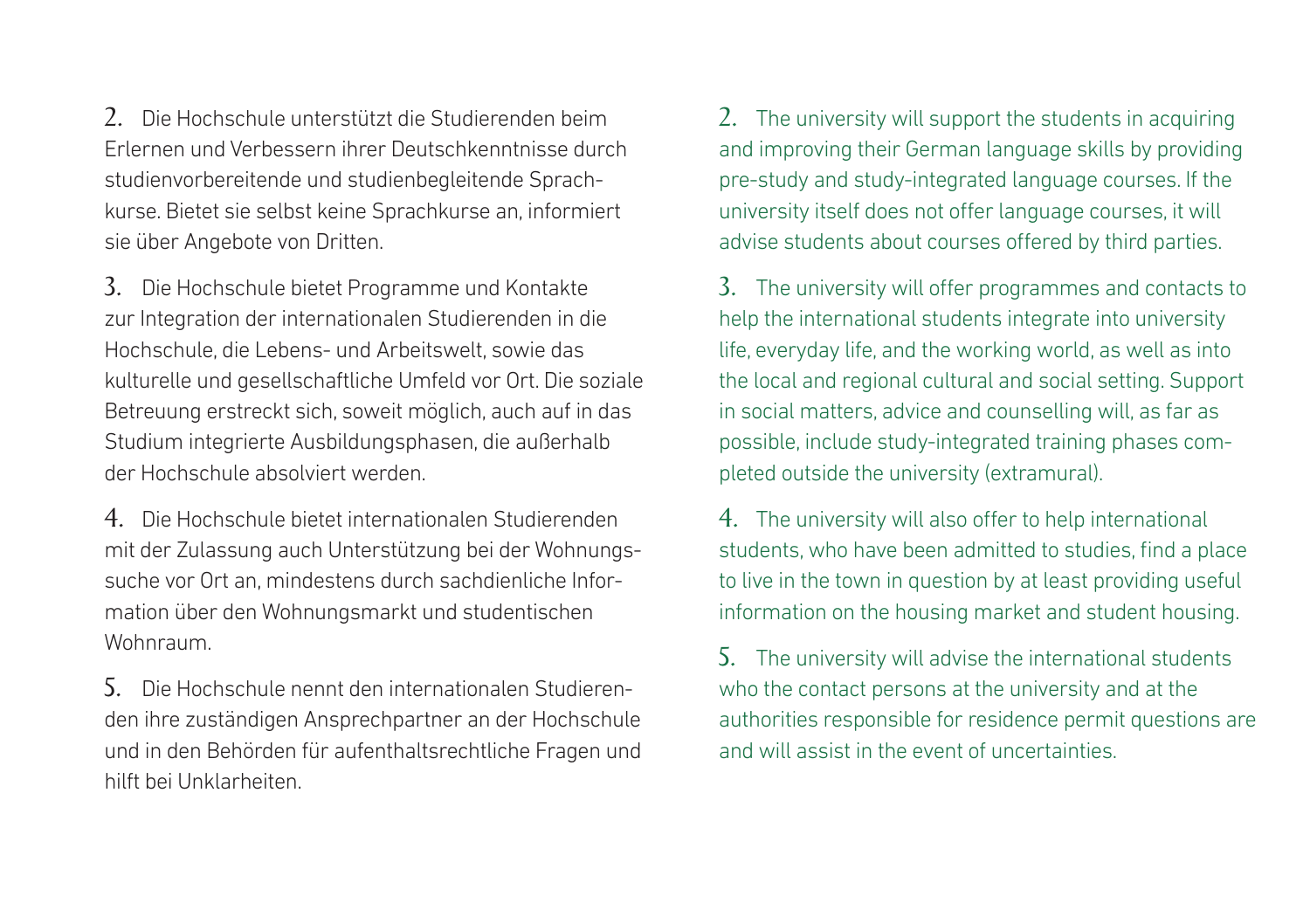2. Die Hochschule unterstützt die Studierenden beim Erlernen und Verbessern ihrer Deutschkenntnisse durch studienvorbereitende und studienbegleitende Sprachkurse. Bietet sie selbst keine Sprachkurse an, informiert sie über Angebote von Dritten.

3. Die Hochschule bietet Programme und Kontakte zur Integration der internationalen Studierenden in die Hochschule, die Lebens- und Arbeitswelt, sowie das kulturelle und gesellschaftliche Umfeld vor Ort. Die soziale Betreuung erstreckt sich, soweit möglich, auch auf in das Studium integrierte Ausbildungsphasen, die außerhalb der Hochschule absolviert werden.

4. Die Hochschule bietet internationalen Studierenden mit der Zulassung auch Unterstützung bei der Wohnungssuche vor Ort an, mindestens durch sachdienliche Information über den Wohnungsmarkt und studentischen Wohnraum.

5. Die Hochschule nennt den internationalen Studierenden ihre zuständigen Ansprechpartner an der Hochschule und in den Behörden für aufenthaltsrechtliche Fragen und hilft bei Unklarheiten.

2. The university will support the students in acquiring and improving their German language skills by providing pre-study and study-integrated language courses. If the university itself does not offer language courses, it will advise students about courses offered by third parties.

3. The university will offer programmes and contacts to help the international students integrate into university life, everyday life, and the working world, as well as into the local and regional cultural and social setting. Support in social matters, advice and counselling will, as far as possible, include study-integrated training phases completed outside the university (extramural).

4. The university will also offer to help international students, who have been admitted to studies, find a place to live in the town in question by at least providing useful information on the housing market and student housing.

5. The university will advise the international students who the contact persons at the university and at the authorities responsible for residence permit questions are and will assist in the event of uncertainties.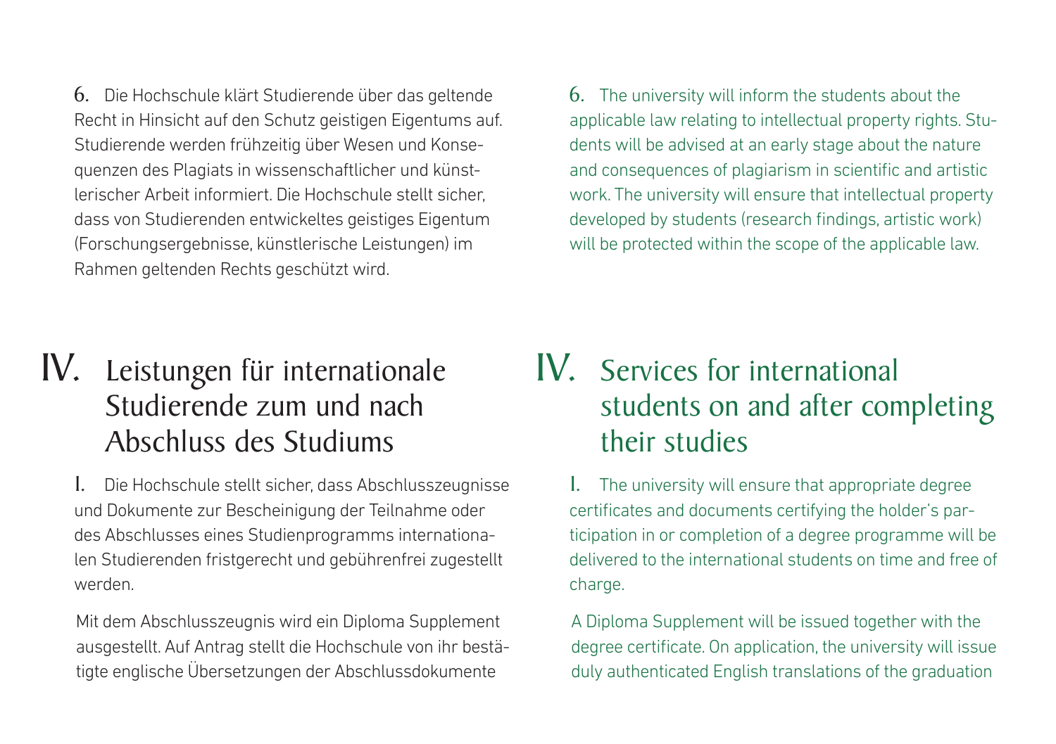6. Die Hochschule klärt Studierende über das geltende Recht in Hinsicht auf den Schutz geistigen Eigentums auf. Studierende werden frühzeitig über Wesen und Konsequenzen des Plagiats in wissenschaftlicher und künstlerischer Arbeit informiert. Die Hochschule stellt sicher, dass von Studierenden entwickeltes geistiges Eigentum (Forschungsergebnisse, künstlerische Leistungen) im Rahmen geltenden Rechts geschützt wird.

6. The university will inform the students about the applicable law relating to intellectual property rights. Students will be advised at an early stage about the nature and consequences of plagiarism in scientific and artistic work. The university will ensure that intellectual property developed by students (research findings, artistic work) will be protected within the scope of the applicable law.

# IV. Leistungen für internationale Studierende zum und nach Abschluss des Studiums

1. Die Hochschule stellt sicher, dass Abschlusszeugnisse und Dokumente zur Bescheinigung der Teilnahme oder des Abschlusses eines Studienprogramms internationalen Studierenden fristgerecht und gebührenfrei zugestellt werden.

Mit dem Abschlusszeugnis wird ein Diploma Supplement ausgestellt. Auf Antrag stellt die Hochschule von ihr bestätigte englische Übersetzungen der Abschlussdokumente

# IV. Services for international students on and after completing their studies

1. The university will ensure that appropriate degree certificates and documents certifying the holder's participation in or completion of a degree programme will be delivered to the international students on time and free of charge.

A Diploma Supplement will be issued together with the degree certificate. On application, the university will issue duly authenticated English translations of the graduation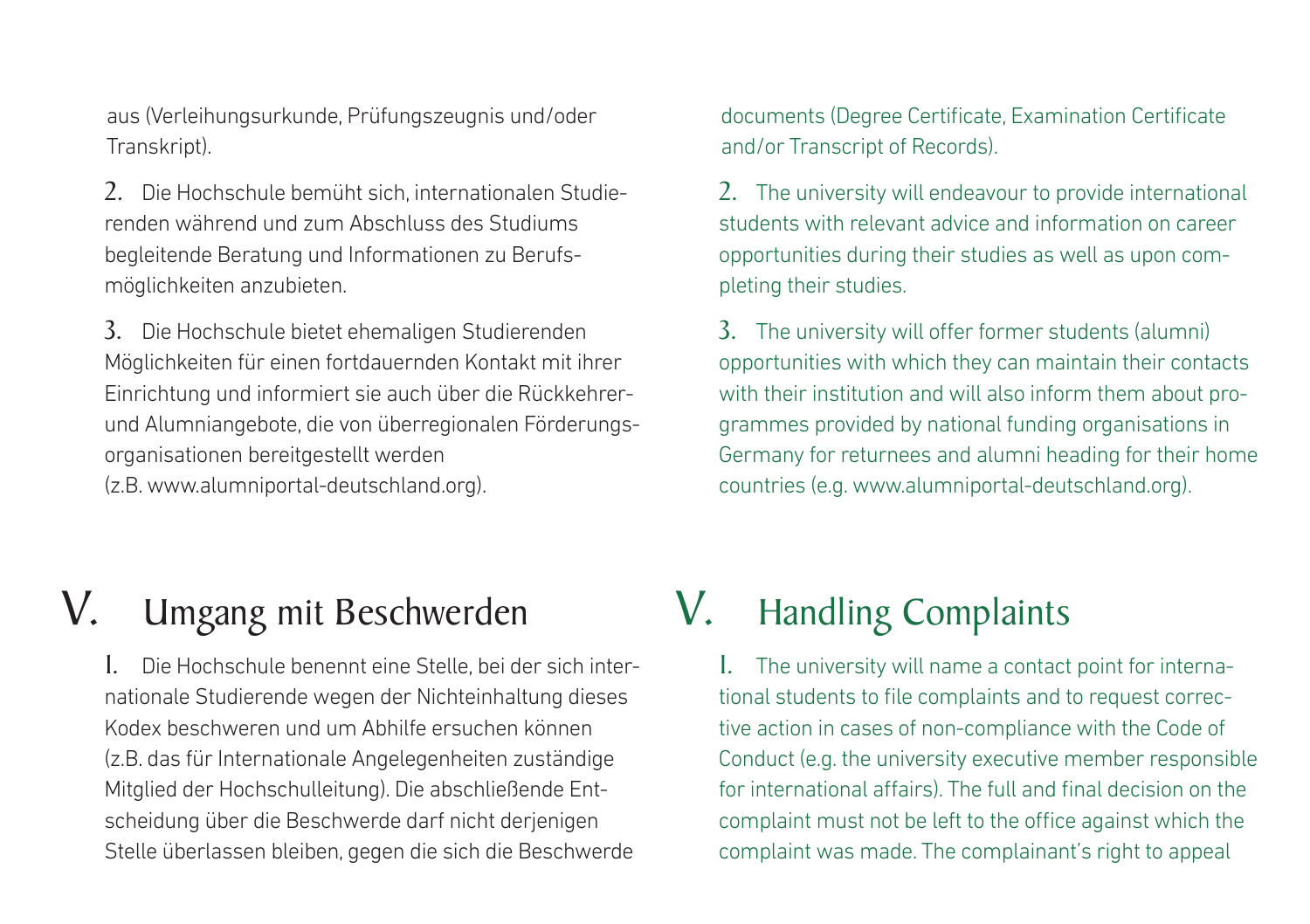aus (Verleihungsurkunde, Prüfungszeugnis und/oder Transkript).

2. Die Hochschule bemüht sich, internationalen Studierenden während und zum Abschluss des Studiums begleitende Beratung und Informationen zu Berufsmöglichkeiten anzubieten.

3. Die Hochschule bietet ehemaligen Studierenden Möglichkeiten für einen fortdauernden Kontakt mit ihrer Einrichtung und informiert sie auch über die Rückkehrer- und Alumniangebote, die von überregionalen Förderungsorganisationen bereitgestellt werden (z.B. www.alumniportal-deutschland.org).

## V. Umgang mit Beschwerden

1. Die Hochschule benennt eine Stelle, bei der sich internationale Studierende wegen der Nichteinhaltung dieses Kodex beschweren und um Abhilfe ersuchen können (z.B. das für Internationale Angelegenheiten zuständige Mitglied der Hochschulleitung). Die abschließende Entscheidung über die Beschwerde darf nicht derjenigen Stelle überlassen bleiben, gegen die sich die Beschwerde

documents (Degree Certificate, Examination Certificate and/or Transcript of Records).

2. The university will endeavour to provide international students with relevant advice and information on career opportunities during their studies as well as upon completing their studies.

3. The university will offer former students (alumni) opportunities with which they can maintain their contacts with their institution and will also inform them about programmes provided by national funding organisations in Germany for returnees and alumni heading for their home countries (e.g. www.alumniportal-deutschland.org).

## V. Handling Complaints

1. The university will name a contact point for international students to file complaints and to request corrective action in cases of non-compliance with the Code of Conduct (e.g. the university executive member responsible for international affairs). The full and final decision on the complaint must not be left to the office against which the complaint was made. The complainant's right to appeal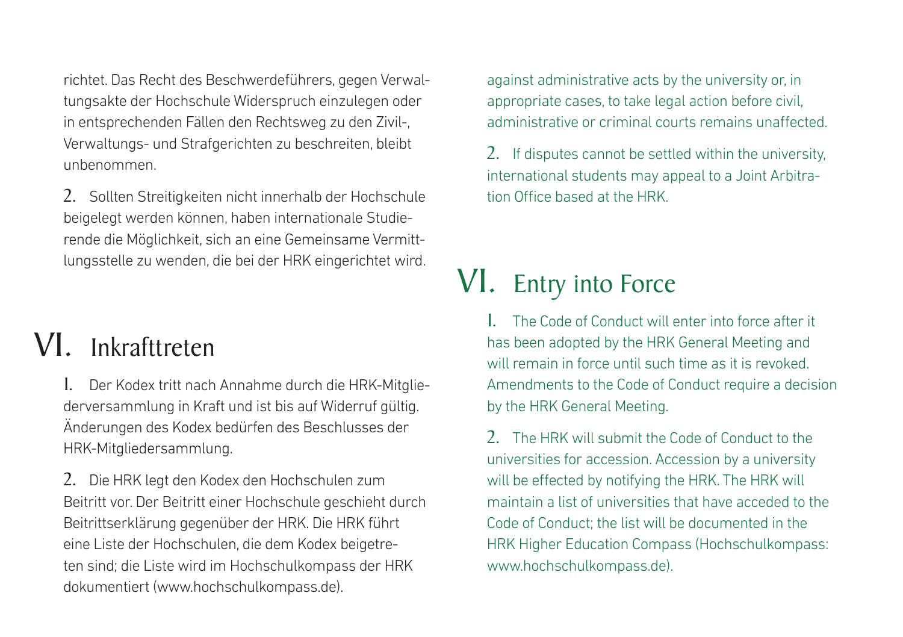richtet. Das Recht des Beschwerdeführers, gegen Verwaltungsakte der Hochschule Widerspruch einzulegen oder in entsprechenden Fällen den Rechtsweg zu den Zivil-, Verwaltungs- und Strafgerichten zu beschreiten, bleibt unbenommen.

2. Sollten Streitigkeiten nicht innerhalb der Hochschule beigelegt werden können, haben internationale Studierende die Möglichkeit, sich an eine Gemeinsame Vermittlungsstelle zu wenden, die bei der HRK eingerichtet wird.

# VI. Inkrafttreten

1. Der Kodex tritt nach Annahme durch die HRK-Mitgliederversammlung in Kraft und ist bis auf Widerruf gültig. Änderungen des Kodex bedürfen des Beschlusses der HRK-Mitgliedersammlung.

2. Die HRK legt den Kodex den Hochschulen zum Beitritt vor. Der Beitritt einer Hochschule geschieht durch Beitrittserklärung gegenüber der HRK. Die HRK führt eine Liste der Hochschulen, die dem Kodex beigetreten sind; die Liste wird im Hochschulkompass der HRK dokumentiert (www.hochschulkompass.de).

against administrative acts by the university or, in appropriate cases, to take legal action before civil, administrative or criminal courts remains unaffected.

2. If disputes cannot be settled within the university, international students may appeal to a Joint Arbitration Office based at the HRK.

# VI. Entry into Force

1. The Code of Conduct will enter into force after it has been adopted by the HRK General Meeting and will remain in force until such time as it is revoked. Amendments to the Code of Conduct require a decision by the HRK General Meeting.

2. The HRK will submit the Code of Conduct to the universities for accession. Accession by a university will be effected by notifying the HRK. The HRK will maintain a list of universities that have acceded to the Code of Conduct; the list will be documented in the HRK Higher Education Compass (Hochschulkompass: www.hochschulkompass.de).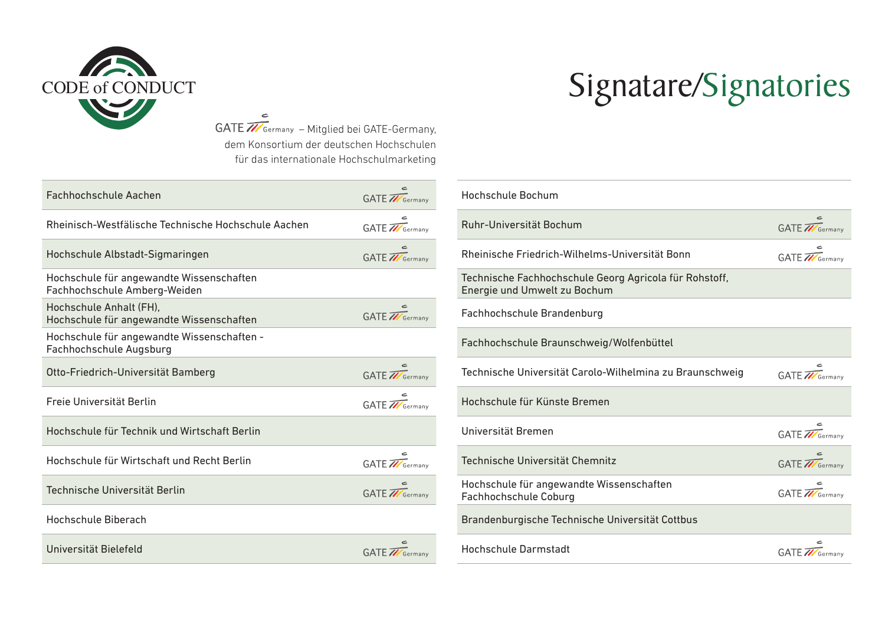CODE of CONDUCT

# Signatare/Signatories

GATE Germany – Mitglied bei GATE-Germany, dem Konsortium der deutschen Hochschulen für das internationale Hochschulmarketing

| Hochschule | GATE Germany |
|---|---|
| Fachhochschule Aachen | GATE Germany |
| Rheinisch-Westfälische Technische Hochschule Aachen | GATE Germany |
| Hochschule Albstadt-Sigmaringen | GATE Germany |
| Hochschule für angewandte Wissenschaften Fachhochschule Amberg-Weiden | |
| Hochschule Anhalt (FH), Hochschule für angewandte Wissenschaften | GATE Germany |
| Hochschule für angewandte Wissenschaften - Fachhochschule Augsburg | |
| Otto-Friedrich-Universität Bamberg | GATE Germany |
| Freie Universität Berlin | GATE Germany |
| Hochschule für Technik und Wirtschaft Berlin | |
| Hochschule für Wirtschaft und Recht Berlin | GATE Germany |
| Technische Universität Berlin | GATE Germany |
| Hochschule Biberach | |
| Universität Bielefeld | GATE Germany |
| Hochschule Bochum | |
| Ruhr-Universität Bochum | GATE Germany |
| Rheinische Friedrich-Wilhelms-Universität Bonn | GATE Germany |
| Technische Fachhochschule Georg Agricola für Rohstoff, Energie und Umwelt zu Bochum | |
| Fachhochschule Brandenburg | |
| Fachhochschule Braunschweig/Wolfenbüttel | |
| Technische Universität Carolo-Wilhelmina zu Braunschweig | GATE Germany |
| Hochschule für Künste Bremen | |
| Universität Bremen | GATE Germany |
| Technische Universität Chemnitz | GATE Germany |
| Hochschule für angewandte Wissenschaften Fachhochschule Coburg | GATE Germany |
| Brandenburgische Technische Universität Cottbus | |
| Hochschule Darmstadt | GATE Germany |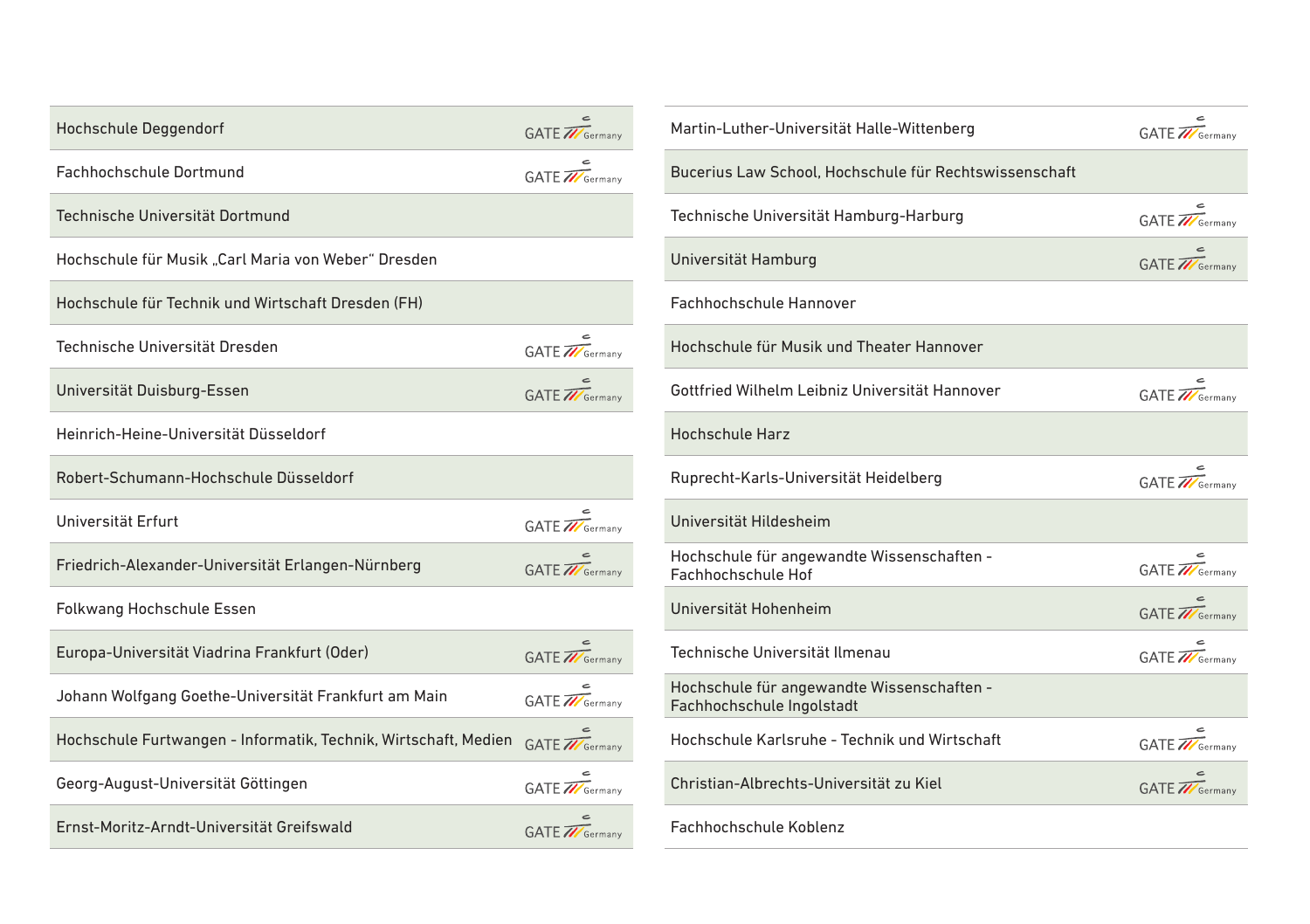| Hochschule | GATE Germany |
|---|---|
| Hochschule Deggendorf | GATE Germany |
| Fachhochschule Dortmund | GATE Germany |
| Technische Universität Dortmund | |
| Hochschule für Musik „Carl Maria von Weber" Dresden | |
| Hochschule für Technik und Wirtschaft Dresden (FH) | |
| Technische Universität Dresden | GATE Germany |
| Universität Duisburg-Essen | GATE Germany |
| Heinrich-Heine-Universität Düsseldorf | |
| Robert-Schumann-Hochschule Düsseldorf | |
| Universität Erfurt | GATE Germany |
| Friedrich-Alexander-Universität Erlangen-Nürnberg | GATE Germany |
| Folkwang Hochschule Essen | |
| Europa-Universität Viadrina Frankfurt (Oder) | GATE Germany |
| Johann Wolfgang Goethe-Universität Frankfurt am Main | GATE Germany |
| Hochschule Furtwangen - Informatik, Technik, Wirtschaft, Medien | GATE Germany |
| Georg-August-Universität Göttingen | GATE Germany |
| Ernst-Moritz-Arndt-Universität Greifswald | GATE Germany |
| Martin-Luther-Universität Halle-Wittenberg | GATE Germany |
| Bucerius Law School, Hochschule für Rechtswissenschaft | |
| Technische Universität Hamburg-Harburg | GATE Germany |
| Universität Hamburg | GATE Germany |
| Fachhochschule Hannover | |
| Hochschule für Musik und Theater Hannover | |
| Gottfried Wilhelm Leibniz Universität Hannover | GATE Germany |
| Hochschule Harz | |
| Ruprecht-Karls-Universität Heidelberg | GATE Germany |
| Universität Hildesheim | |
| Hochschule für angewandte Wissenschaften - Fachhochschule Hof | GATE Germany |
| Universität Hohenheim | GATE Germany |
| Technische Universität Ilmenau | GATE Germany |
| Hochschule für angewandte Wissenschaften - Fachhochschule Ingolstadt | |
| Hochschule Karlsruhe - Technik und Wirtschaft | GATE Germany |
| Christian-Albrechts-Universität zu Kiel | GATE Germany |
| Fachhochschule Koblenz | |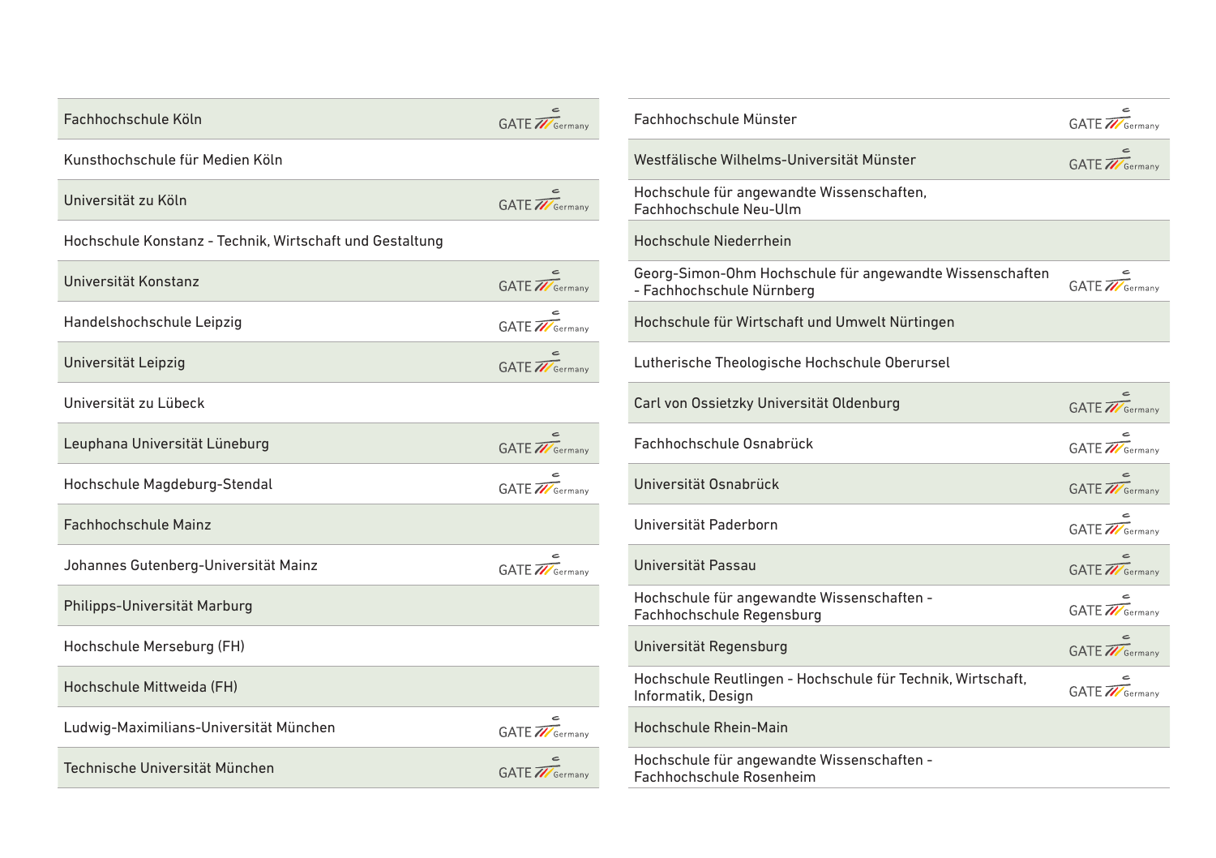| Hochschule | GATE-Germany |
|---|---|
| Fachhochschule Köln | GATE Germany |
| Kunsthochschule für Medien Köln | |
| Universität zu Köln | GATE Germany |
| Hochschule Konstanz - Technik, Wirtschaft und Gestaltung | |
| Universität Konstanz | GATE Germany |
| Handelshochschule Leipzig | GATE Germany |
| Universität Leipzig | GATE Germany |
| Universität zu Lübeck | |
| Leuphana Universität Lüneburg | GATE Germany |
| Hochschule Magdeburg-Stendal | GATE Germany |
| Fachhochschule Mainz | |
| Johannes Gutenberg-Universität Mainz | GATE Germany |
| Philipps-Universität Marburg | |
| Hochschule Merseburg (FH) | |
| Hochschule Mittweida (FH) | |
| Ludwig-Maximilians-Universität München | GATE Germany |
| Technische Universität München | GATE Germany |
| Fachhochschule Münster | GATE Germany |
| Westfälische Wilhelms-Universität Münster | GATE Germany |
| Hochschule für angewandte Wissenschaften, Fachhochschule Neu-Ulm | |
| Hochschule Niederrhein | |
| Georg-Simon-Ohm Hochschule für angewandte Wissenschaften - Fachhochschule Nürnberg | GATE Germany |
| Hochschule für Wirtschaft und Umwelt Nürtingen | |
| Lutherische Theologische Hochschule Oberursel | |
| Carl von Ossietzky Universität Oldenburg | GATE Germany |
| Fachhochschule Osnabrück | GATE Germany |
| Universität Osnabrück | GATE Germany |
| Universität Paderborn | GATE Germany |
| Universität Passau | GATE Germany |
| Hochschule für angewandte Wissenschaften - Fachhochschule Regensburg | GATE Germany |
| Universität Regensburg | GATE Germany |
| Hochschule Reutlingen - Hochschule für Technik, Wirtschaft, Informatik, Design | GATE Germany |
| Hochschule Rhein-Main | |
| Hochschule für angewandte Wissenschaften - Fachhochschule Rosenheim | |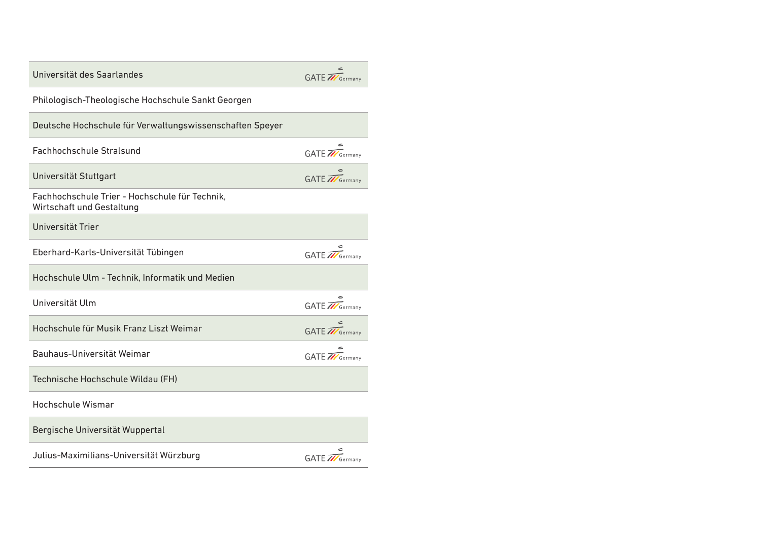| | |
|---|---|
| Universität des Saarlandes | GATE Germany |
| Philologisch-Theologische Hochschule Sankt Georgen | |
| Deutsche Hochschule für Verwaltungswissenschaften Speyer | |
| Fachhochschule Stralsund | GATE Germany |
| Universität Stuttgart | GATE Germany |
| Fachhochschule Trier - Hochschule für Technik, Wirtschaft und Gestaltung | |
| Universität Trier | |
| Eberhard-Karls-Universität Tübingen | GATE Germany |
| Hochschule Ulm - Technik, Informatik und Medien | |
| Universität Ulm | GATE Germany |
| Hochschule für Musik Franz Liszt Weimar | GATE Germany |
| Bauhaus-Universität Weimar | GATE Germany |
| Technische Hochschule Wildau (FH) | |
| Hochschule Wismar | |
| Bergische Universität Wuppertal | |
| Julius-Maximilians-Universität Würzburg | GATE Germany |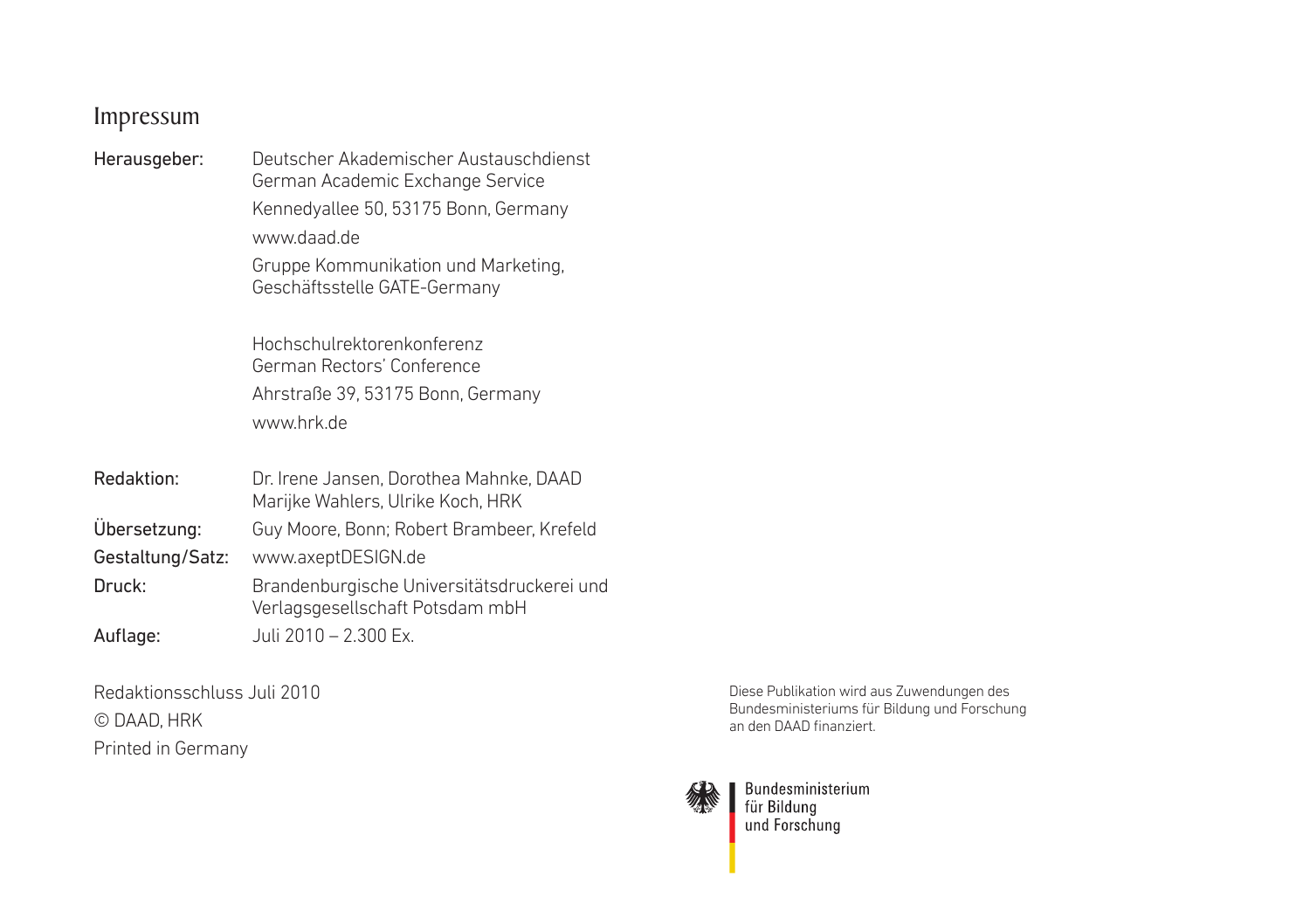# Impressum

| | |
|---|---|
| Herausgeber: | Deutscher Akademischer Austauschdienst<br>German Academic Exchange Service<br>Kennedyallee 50, 53175 Bonn, Germany<br>www.daad.de<br>Gruppe Kommunikation und Marketing,<br>Geschäftsstelle GATE-Germany |
| | Hochschulrektorenkonferenz<br>German Rectors' Conference<br>Ahrstraße 39, 53175 Bonn, Germany<br>www.hrk.de |
| Redaktion: | Dr. Irene Jansen, Dorothea Mahnke, DAAD<br>Marijke Wahlers, Ulrike Koch, HRK |
| Übersetzung: | Guy Moore, Bonn; Robert Brambeer, Krefeld |
| Gestaltung/Satz: | www.axeptDESIGN.de |
| Druck: | Brandenburgische Universitätsdruckerei und<br>Verlagsgesellschaft Potsdam mbH |
| Auflage: | Juli 2010 – 2.300 Ex. |

Redaktionsschluss Juli 2010

© DAAD, HRK

Printed in Germany

Diese Publikation wird aus Zuwendungen des Bundesministeriums für Bildung und Forschung an den DAAD finanziert.

Bundesministerium
für Bildung
und Forschung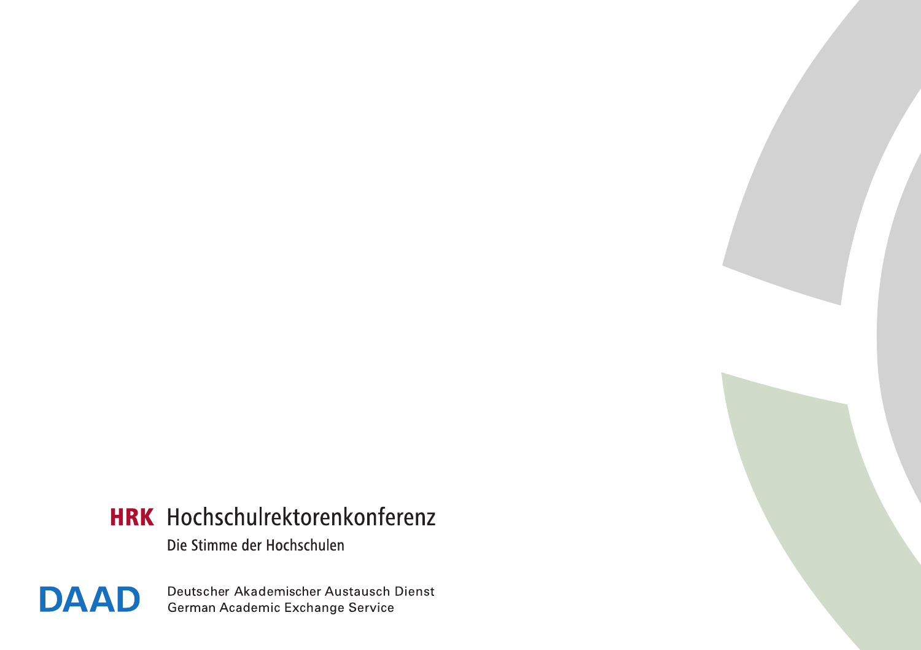**HRK** Hochschulrektorenkonferenz

Die Stimme der Hochschulen

**DAAD** Deutscher Akademischer Austausch Dienst
German Academic Exchange Service